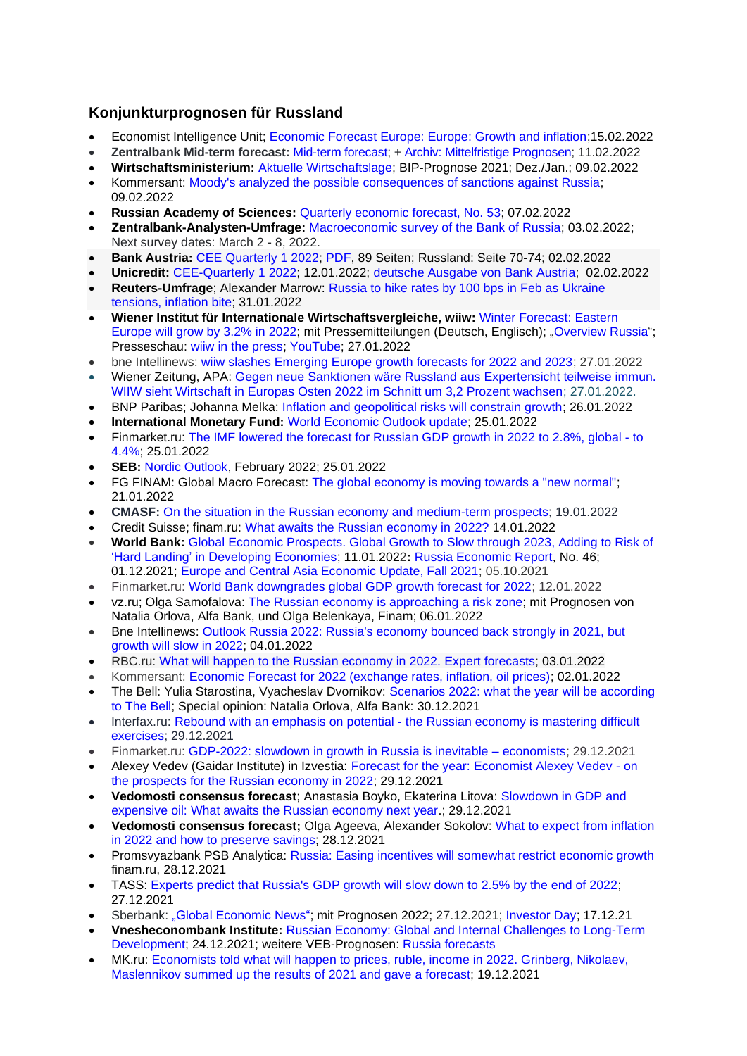## Konjunkturprognosen für Russland

- Economist Intelligence Unit; Economic Forecast Europe: Europe: Growth and inflation;15.02.2022
- **Zentralbank Mid-term forecast:** Mid-term forecast; + Archiv: Mittelfristige Prognosen; 11.02.2022
- **Wirtschaftsministerium:** Aktuelle Wirtschaftslage; BIP-Prognose 2021; Dez./Jan.; 09.02.2022
- Kommersant: Moody's analyzed the possible consequences of sanctions against Russia; 09.02.2022
- **Russian Academy of Sciences:** Quarterly economic forecast, No. 53; 07.02.2022
- **Zentralbank-Analysten-Umfrage:** Macroeconomic survey of the Bank of Russia; 03.02.2022; Next survey dates: March 2 - 8, 2022.
- **Bank Austria:** CEE Quarterly 1 2022; PDF, 89 Seiten; Russland: Seite 70-74; 02.02.2022
- **Unicredit:** CEE-Quarterly 1 2022; 12.01.2022; deutsche Ausgabe von Bank Austria; 02.02.2022
- **Reuters-Umfrage**; Alexander Marrow: Russia to hike rates by 100 bps in Feb as Ukraine tensions, inflation bite; 31.01.2022
- **Wiener Institut für Internationale Wirtschaftsvergleiche, wiiw:** Winter Forecast: Eastern Europe will grow by 3.2% in 2022; mit Pressemitteilungen (Deutsch, Englisch); „Overview Russia"; Presseschau: wiiw in the press; YouTube; 27.01.2022
- bne Intellinews: wiiw slashes Emerging Europe growth forecasts for 2022 and 2023; 27.01.2022
- Wiener Zeitung, APA: Gegen neue Sanktionen wäre Russland aus Expertensicht teilweise immun. WIIW sieht Wirtschaft in Europas Osten 2022 im Schnitt um 3,2 Prozent wachsen; 27.01.2022.
- BNP Paribas; Johanna Melka: Inflation and geopolitical risks will constrain growth; 26.01.2022
- **International Monetary Fund:** World Economic Outlook update; 25.01.2022
- Finmarket.ru: The IMF lowered the forecast for Russian GDP growth in 2022 to 2.8%, global - to 4.4%; 25.01.2022
- **SEB:** Nordic Outlook, February 2022; 25.01.2022
- FG FINAM: Global Macro Forecast: The global economy is moving towards a "new normal"; 21.01.2022
- **CMASF:** On the situation in the Russian economy and medium-term prospects; 19.01.2022
- Credit Suisse; finam.ru: What awaits the Russian economy in 2022? 14.01.2022
- **World Bank:** Global Economic Prospects. Global Growth to Slow through 2023, Adding to Risk of 'Hard Landing' in Developing Economies; 11.01.2022**:** Russia Economic Report, No. 46; 01.12.2021; Europe and Central Asia Economic Update, Fall 2021; 05.10.2021
- Finmarket.ru: World Bank downgrades global GDP growth forecast for 2022; 12.01.2022
- vz.ru; Olga Samofalova: The Russian economy is approaching a risk zone; mit Prognosen von Natalia Orlova, Alfa Bank, und Olga Belenkaya, Finam; 06.01.2022
- Bne Intellinews: Outlook Russia 2022: Russia's economy bounced back strongly in 2021, but growth will slow in 2022; 04.01.2022
- RBC.ru: What will happen to the Russian economy in 2022. Expert forecasts; 03.01.2022
- Kommersant: Economic Forecast for 2022 (exchange rates, inflation, oil prices); 02.01.2022
- The Bell: Yulia Starostina, Vyacheslav Dvornikov: Scenarios 2022: what the year will be according to The Bell; Special opinion: Natalia Orlova, Alfa Bank: 30.12.2021
- Interfax.ru: Rebound with an emphasis on potential - the Russian economy is mastering difficult exercises; 29.12.2021
- Finmarket.ru: GDP-2022: slowdown in growth in Russia is inevitable – economists; 29.12.2021
- Alexey Vedev (Gaidar Institute) in Izvestia: Forecast for the year: Economist Alexey Vedev - on the prospects for the Russian economy in 2022; 29.12.2021
- **Vedomosti consensus forecast**; Anastasia Boyko, Ekaterina Litova: Slowdown in GDP and expensive oil: What awaits the Russian economy next year.; 29.12.2021
- **Vedomosti consensus forecast;** Olga Ageeva, Alexander Sokolov: What to expect from inflation in 2022 and how to preserve savings; 28.12.2021
- Promsvyazbank PSB Analytica: Russia: Easing incentives will somewhat restrict economic growth finam.ru, 28.12.2021
- TASS: Experts predict that Russia's GDP growth will slow down to 2.5% by the end of 2022; 27.12.2021
- Sberbank: „Global Economic News"; mit Prognosen 2022; 27.12.2021; Investor Day; 17.12.21
- **Vnesheconombank Institute:** Russian Economy: Global and Internal Challenges to Long-Term Development; 24.12.2021; weitere VEB-Prognosen: Russia forecasts
- MK.ru: Economists told what will happen to prices, ruble, income in 2022. Grinberg, Nikolaev, Maslennikov summed up the results of 2021 and gave a forecast; 19.12.2021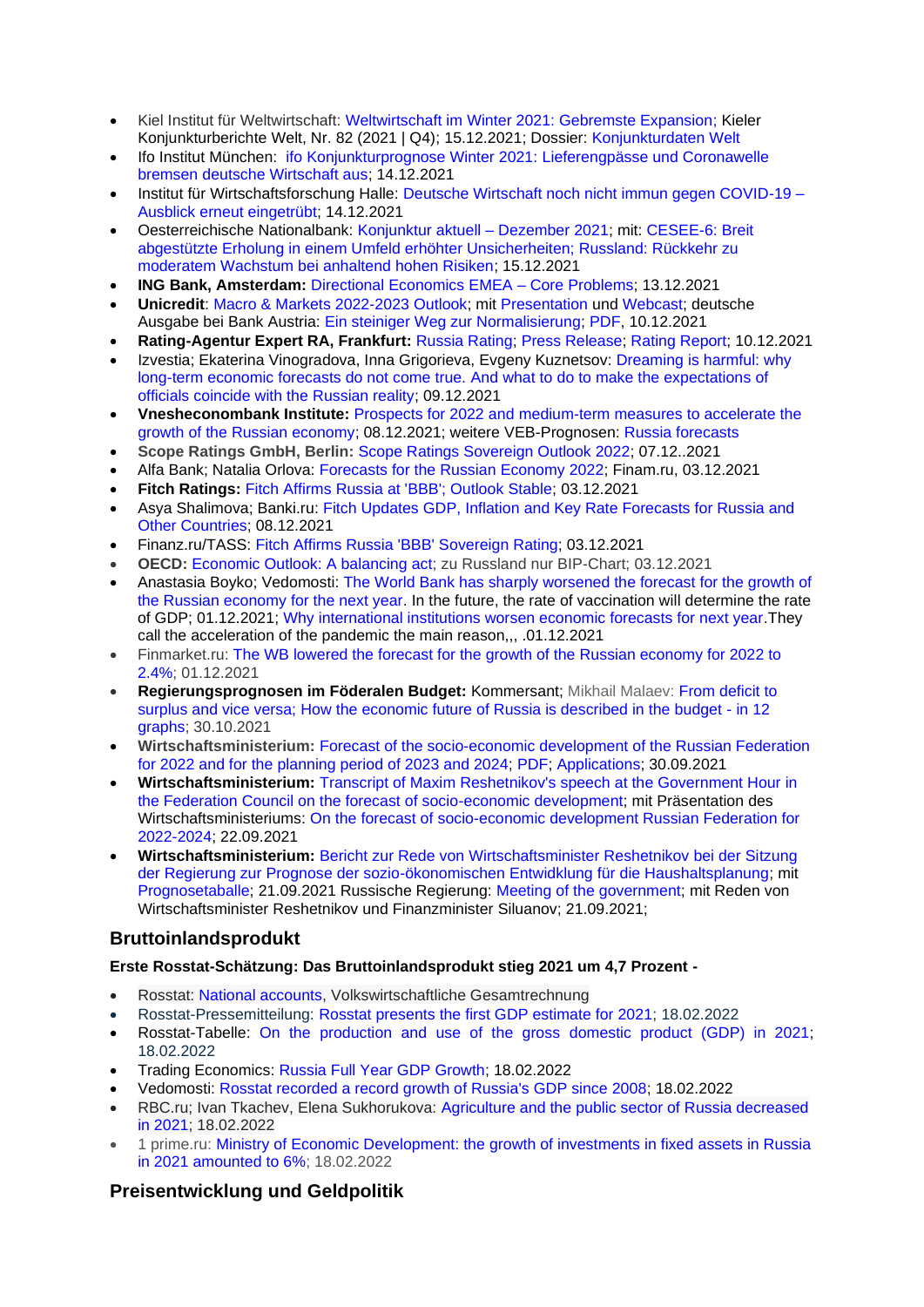- Kiel Institut für Weltwirtschaft: Weltwirtschaft im Winter 2021: Gebremste Expansion; Kieler Konjunkturberichte Welt, Nr. 82 (2021 | Q4); 15.12.2021; Dossier: Konjunkturdaten Welt
- Ifo Institut München: ifo Konjunkturprognose Winter 2021: Lieferengpässe und Coronawelle bremsen deutsche Wirtschaft aus; 14.12.2021
- Institut für Wirtschaftsforschung Halle: Deutsche Wirtschaft noch nicht immun gegen COVID-19 – Ausblick erneut eingetrübt; 14.12.2021
- Oesterreichische Nationalbank: Konjunktur aktuell – Dezember 2021; mit: CESEE-6: Breit abgestützte Erholung in einem Umfeld erhöhter Unsicherheiten; Russland: Rückkehr zu moderatem Wachstum bei anhaltend hohen Risiken; 15.12.2021
- **ING Bank, Amsterdam:** Directional Economics EMEA – Core Problems; 13.12.2021
- **Unicredit**: Macro & Markets 2022-2023 Outlook; mit Presentation und Webcast; deutsche Ausgabe bei Bank Austria: Ein steiniger Weg zur Normalisierung; PDF, 10.12.2021
- **Rating-Agentur Expert RA, Frankfurt:** Russia Rating; Press Release; Rating Report; 10.12.2021
- Izvestia; Ekaterina Vinogradova, Inna Grigorieva, Evgeny Kuznetsov: Dreaming is harmful: why long-term economic forecasts do not come true. And what to do to make the expectations of officials coincide with the Russian reality; 09.12.2021
- **Vnesheconombank Institute:** Prospects for 2022 and medium-term measures to accelerate the growth of the Russian economy; 08.12.2021; weitere VEB-Prognosen: Russia forecasts
- **Scope Ratings GmbH, Berlin:** Scope Ratings Sovereign Outlook 2022; 07.12..2021
- Alfa Bank; Natalia Orlova: Forecasts for the Russian Economy 2022; Finam.ru, 03.12.2021
- **Fitch Ratings:** Fitch Affirms Russia at 'BBB'; Outlook Stable; 03.12.2021
- Asya Shalimova; Banki.ru: Fitch Updates GDP, Inflation and Key Rate Forecasts for Russia and Other Countries; 08.12.2021
- Finanz.ru/TASS: Fitch Affirms Russia 'BBB' Sovereign Rating; 03.12.2021
- **OECD:** Economic Outlook: A balancing act; zu Russland nur BIP-Chart; 03.12.2021
- Anastasia Boyko; Vedomosti: The World Bank has sharply worsened the forecast for the growth of the Russian economy for the next year. In the future, the rate of vaccination will determine the rate of GDP; 01.12.2021; Why international institutions worsen economic forecasts for next year.They call the acceleration of the pandemic the main reason,,, .01.12.2021
- Finmarket.ru: The WB lowered the forecast for the growth of the Russian economy for 2022 to 2.4%; 01.12.2021
- **Regierungsprognosen im Föderalen Budget:** Kommersant; Mikhail Malaev: From deficit to surplus and vice versa; How the economic future of Russia is described in the budget - in 12 graphs; 30.10.2021
- **Wirtschaftsministerium:** Forecast of the socio-economic development of the Russian Federation for 2022 and for the planning period of 2023 and 2024; PDF; Applications; 30.09.2021
- **Wirtschaftsministerium:** Transcript of Maxim Reshetnikov's speech at the Government Hour in the Federation Council on the forecast of socio-economic development; mit Präsentation des Wirtschaftsministeriums: On the forecast of socio-economic development Russian Federation for 2022-2024; 22.09.2021
- **Wirtschaftsministerium:** Bericht zur Rede von Wirtschaftsminister Reshetnikov bei der Sitzung der Regierung zur Prognose der sozio-ökonomischen Entwicklung für die Haushaltsplanung; mit Prognosetaballe; 21.09.2021 Russische Regierung: Meeting of the government; mit Reden von Wirtschaftsminister Reshetnikov und Finanzminister Siluanov; 21.09.2021;

## Bruttoinlandsprodukt

**Erste Rosstat-Schätzung: Das Bruttoinlandsprodukt stieg 2021 um 4,7 Prozent -**

- Rosstat: National accounts, Volkswirtschaftliche Gesamtrechnung
- Rosstat-Pressemitteilung: Rosstat presents the first GDP estimate for 2021; 18.02.2022
- Rosstat-Tabelle: On the production and use of the gross domestic product (GDP) in 2021; 18.02.2022
- Trading Economics: Russia Full Year GDP Growth; 18.02.2022
- Vedomosti: Rosstat recorded a record growth of Russia's GDP since 2008; 18.02.2022
- RBC.ru; Ivan Tkachev, Elena Sukhorukova: Agriculture and the public sector of Russia decreased in 2021; 18.02.2022
- 1 prime.ru: Ministry of Economic Development: the growth of investments in fixed assets in Russia in 2021 amounted to 6%; 18.02.2022

## Preisentwicklung und Geldpolitik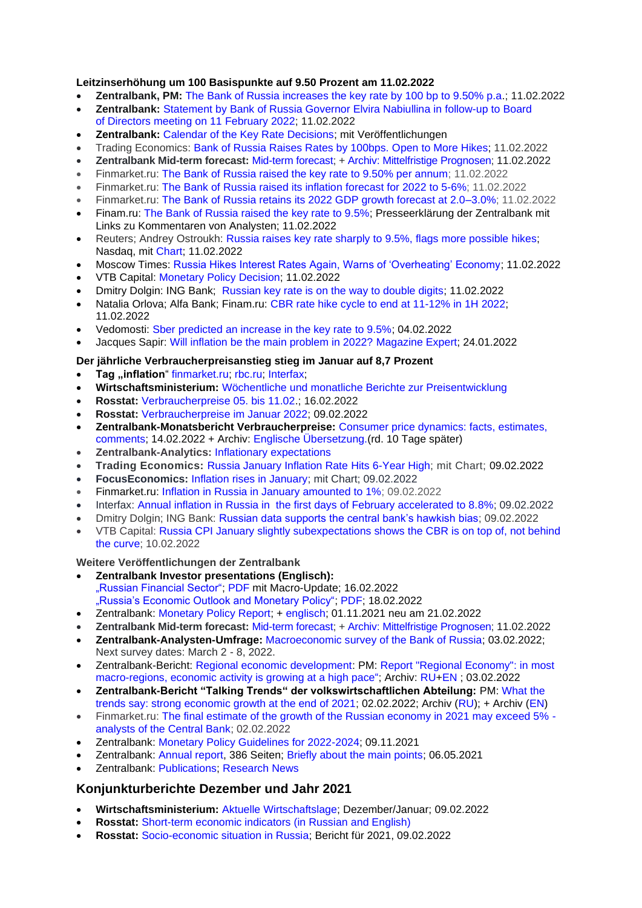**Leitzinserhöhung um 100 Basispunkte auf 9.50 Prozent am 11.02.2022**

- **Zentralbank, PM:** The Bank of Russia increases the key rate by 100 bp to 9.50% p.a.; 11.02.2022
- **Zentralbank:** Statement by Bank of Russia Governor Elvira Nabiullina in follow-up to Board of Directors meeting on 11 February 2022; 11.02.2022
- **Zentralbank:** Calendar of the Key Rate Decisions; mit Veröffentlichungen
- Trading Economics: Bank of Russia Raises Rates by 100bps. Open to More Hikes; 11.02.2022
- **Zentralbank Mid-term forecast:** Mid-term forecast; + Archiv: Mittelfristige Prognosen; 11.02.2022
- Finmarket.ru: The Bank of Russia raised the key rate to 9.50% per annum; 11.02.2022
- Finmarket.ru: The Bank of Russia raised its inflation forecast for 2022 to 5-6%; 11.02.2022
- Finmarket.ru: The Bank of Russia retains its 2022 GDP growth forecast at 2.0–3.0%; 11.02.2022
- Finam.ru: The Bank of Russia raised the key rate to 9.5%; Presseerklärung der Zentralbank mit Links zu Kommentaren von Analysten; 11.02.2022
- Reuters; Andrey Ostroukh: Russia raises key rate sharply to 9.5%, flags more possible hikes; Nasdaq, mit Chart; 11.02.2022
- Moscow Times: Russia Hikes Interest Rates Again, Warns of 'Overheating' Economy; 11.02.2022
- VTB Capital: Monetary Policy Decision; 11.02.2022
- Dmitry Dolgin: ING Bank; Russian key rate is on the way to double digits; 11.02.2022
- Natalia Orlova; Alfa Bank; Finam.ru: CBR rate hike cycle to end at 11-12% in 1H 2022; 11.02.2022
- Vedomosti: Sber predicted an increase in the key rate to 9.5%; 04.02.2022
- Jacques Sapir: Will inflation be the main problem in 2022? Magazine Expert; 24.01.2022

**Der jährliche Verbraucherpreisanstieg stieg im Januar auf 8,7 Prozent**

- **Tag „inflation"** finmarket.ru; rbc.ru; Interfax;
- **Wirtschaftsministerium:** Wöchentliche und monatliche Berichte zur Preisentwicklung
- **Rosstat:** Verbraucherpreise 05. bis 11.02.; 16.02.2022
- **Rosstat:** Verbraucherpreise im Januar 2022; 09.02.2022
- **Zentralbank-Monatsbericht Verbraucherpreise:** Consumer price dynamics: facts, estimates, comments; 14.02.2022 + Archiv: Englische Übersetzung.(rd. 10 Tage später)
- **Zentralbank-Analytics:** Inflationary expectations
- **Trading Economics:** Russia January Inflation Rate Hits 6-Year High; mit Chart; 09.02.2022
- **FocusEconomics:** Inflation rises in January; mit Chart; 09.02.2022
- Finmarket.ru: Inflation in Russia in January amounted to 1%; 09.02.2022
- Interfax: Annual inflation in Russia in the first days of February accelerated to 8.8%; 09.02.2022
- Dmitry Dolgin; ING Bank: Russian data supports the central bank's hawkish bias; 09.02.2022
- VTB Capital: Russia CPI January slightly subexpectations shows the CBR is on top of, not behind the curve; 10.02.2022

**Weitere Veröffentlichungen der Zentralbank**

- **Zentralbank Investor presentations (Englisch):**
  „Russian Financial Sector"; PDF mit Macro-Update; 16.02.2022
  „Russia's Economic Outlook and Monetary Policy"; PDF; 18.02.2022
- Zentralbank: Monetary Policy Report; + englisch; 01.11.2021 neu am 21.02.2022
- **Zentralbank Mid-term forecast:** Mid-term forecast; + Archiv: Mittelfristige Prognosen; 11.02.2022
- **Zentralbank-Analysten-Umfrage:** Macroeconomic survey of the Bank of Russia; 03.02.2022; Next survey dates: March 2 - 8, 2022.
- Zentralbank-Bericht: Regional economic development: PM: Report "Regional Economy": in most macro-regions, economic activity is growing at a high pace"; Archiv: RU+EN ; 03.02.2022
- **Zentralbank-Bericht "Talking Trends" der volkswirtschaftlichen Abteilung:** PM: What the trends say: strong economic growth at the end of 2021; 02.02.2022; Archiv (RU); + Archiv (EN)
- Finmarket.ru: The final estimate of the growth of the Russian economy in 2021 may exceed 5% - analysts of the Central Bank; 02.02.2022
- Zentralbank: Monetary Policy Guidelines for 2022-2024; 09.11.2021
- Zentralbank: Annual report, 386 Seiten; Briefly about the main points; 06.05.2021
- Zentralbank: Publications; Research News

## Konjunkturberichte Dezember und Jahr 2021

- **Wirtschaftsministerium:** Aktuelle Wirtschaftslage; Dezember/Januar; 09.02.2022
- **Rosstat:** Short-term economic indicators (in Russian and English)
- **Rosstat:** Socio-economic situation in Russia; Bericht für 2021, 09.02.2022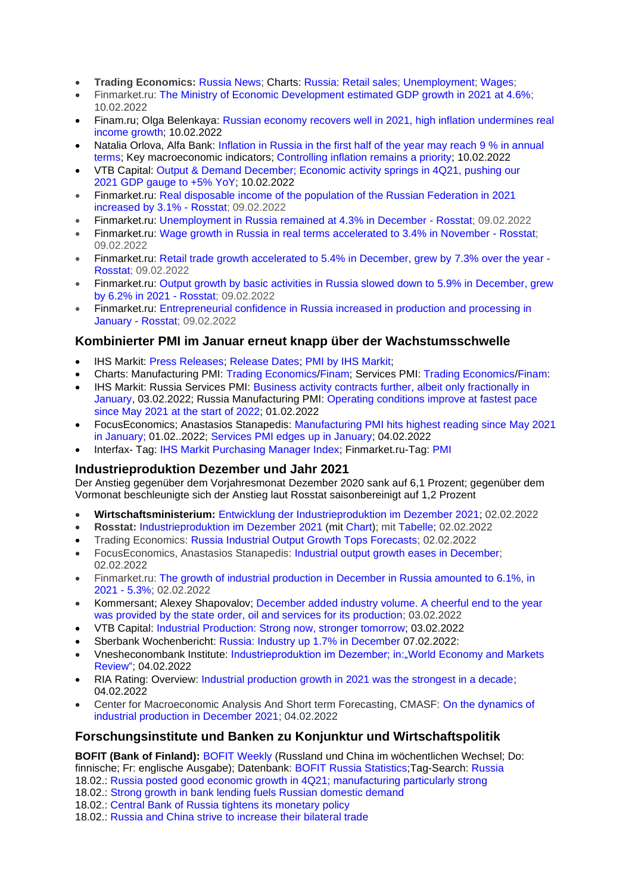- **Trading Economics:** Russia News; Charts: Russia: Retail sales; Unemployment; Wages;
- Finmarket.ru: The Ministry of Economic Development estimated GDP growth in 2021 at 4.6%; 10.02.2022
- Finam.ru; Olga Belenkaya: Russian economy recovers well in 2021, high inflation undermines real income growth; 10.02.2022
- Natalia Orlova, Alfa Bank: Inflation in Russia in the first half of the year may reach 9 % in annual terms; Key macroeconomic indicators; Controlling inflation remains a priority; 10.02.2022
- VTB Capital: Output & Demand December; Economic activity springs in 4Q21, pushing our 2021 GDP gauge to +5% YoY; 10.02.2022
- Finmarket.ru: Real disposable income of the population of the Russian Federation in 2021 increased by 3.1% - Rosstat; 09.02.2022
- Finmarket.ru: Unemployment in Russia remained at 4.3% in December - Rosstat; 09.02.2022
- Finmarket.ru: Wage growth in Russia in real terms accelerated to 3.4% in November - Rosstat; 09.02.2022
- Finmarket.ru: Retail trade growth accelerated to 5.4% in December, grew by 7.3% over the year - Rosstat; 09.02.2022
- Finmarket.ru: Output growth by basic activities in Russia slowed down to 5.9% in December, grew by 6.2% in 2021 - Rosstat; 09.02.2022
- Finmarket.ru: Entrepreneurial confidence in Russia increased in production and processing in January - Rosstat; 09.02.2022

## Kombinierter PMI im Januar erneut knapp über der Wachstumsschwelle

- IHS Markit: Press Releases; Release Dates; PMI by IHS Markit;
- Charts: Manufacturing PMI: Trading Economics/Finam; Services PMI: Trading Economics/Finam:
- IHS Markit: Russia Services PMI: Business activity contracts further, albeit only fractionally in January, 03.02.2022; Russia Manufacturing PMI: Operating conditions improve at fastest pace since May 2021 at the start of 2022; 01.02.2022
- FocusEconomics; Anastasios Stanapedis: Manufacturing PMI hits highest reading since May 2021 in January; 01.02..2022; Services PMI edges up in January; 04.02.2022
- Interfax- Tag: IHS Markit Purchasing Manager Index; Finmarket.ru-Tag: PMI

## Industrieproduktion Dezember und Jahr 2021

Der Anstieg gegenüber dem Vorjahresmonat Dezember 2020 sank auf 6,1 Prozent; gegenüber dem Vormonat beschleunigte sich der Anstieg laut Rosstat saisonbereinigt auf 1,2 Prozent

- **Wirtschaftsministerium:** Entwicklung der Industrieproduktion im Dezember 2021; 02.02.2022
- **Rosstat:** Industrieproduktion im Dezember 2021 (mit Chart); mit Tabelle; 02.02.2022
- Trading Economics: Russia Industrial Output Growth Tops Forecasts; 02.02.2022
- FocusEconomics, Anastasios Stanapedis: Industrial output growth eases in December; 02.02.2022
- Finmarket.ru: The growth of industrial production in December in Russia amounted to 6.1%, in 2021 - 5.3%; 02.02.2022
- Kommersant; Alexey Shapovalov; December added industry volume. A cheerful end to the year was provided by the state order, oil and services for its production; 03.02.2022
- VTB Capital: Industrial Production: Strong now, stronger tomorrow; 03.02.2022
- Sberbank Wochenbericht: Russia: Industry up 1.7% in December 07.02.2022:
- Vnesheconombank Institute: Industrieproduktion im Dezember; in:„World Economy and Markets Review"; 04.02.2022
- RIA Rating: Overview: Industrial production growth in 2021 was the strongest in a decade; 04.02.2022
- Center for Macroeconomic Analysis And Short term Forecasting, CMASF: On the dynamics of industrial production in December 2021; 04.02.2022

## Forschungsinstitute und Banken zu Konjunktur und Wirtschaftspolitik

**BOFIT (Bank of Finland):** BOFIT Weekly (Russland und China im wöchentlichen Wechsel; Do: finnische; Fr: englische Ausgabe); Datenbank: BOFIT Russia Statistics;Tag-Search: Russia
18.02.: Russia posted good economic growth in 4Q21; manufacturing particularly strong
18.02.: Strong growth in bank lending fuels Russian domestic demand
18.02.: Central Bank of Russia tightens its monetary policy
18.02.: Russia and China strive to increase their bilateral trade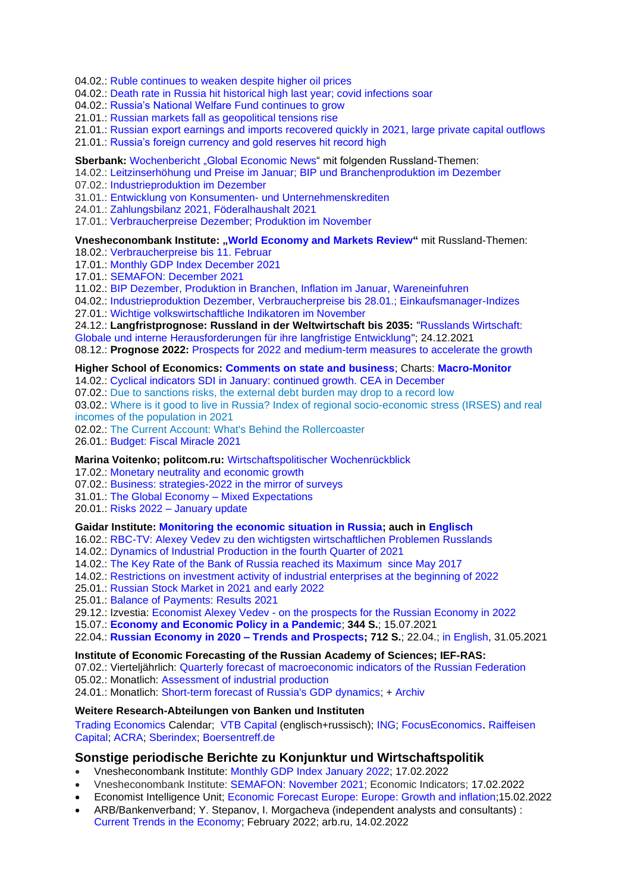04.02.: Ruble continues to weaken despite higher oil prices
04.02.: Death rate in Russia hit historical high last year; covid infections soar
04.02.: Russia's National Welfare Fund continues to grow
21.01.: Russian markets fall as geopolitical tensions rise
21.01.: Russian export earnings and imports recovered quickly in 2021, large private capital outflows
21.01.: Russia's foreign currency and gold reserves hit record high

**Sberbank:** Wochenbericht „Global Economic News" mit folgenden Russland-Themen:
14.02.: Leitzinserhöhung und Preise im Januar; BIP und Branchenproduktion im Dezember
07.02.: Industrieproduktion im Dezember
31.01.: Entwicklung von Konsumenten- und Unternehmenskrediten
24.01.: Zahlungsbilanz 2021, Föderalhaushalt 2021
17.01.: Verbraucherpreise Dezember; Produktion im November

**Vnesheconombank Institute: „World Economy and Markets Review"** mit Russland-Themen:
18.02.: Verbraucherpreise bis 11. Februar
17.01.: Monthly GDP Index December 2021
17.01.: SEMAFON: December 2021
11.02.: BIP Dezember, Produktion in Branchen, Inflation im Januar, Wareneinfuhren
04.02.: Industrieproduktion Dezember, Verbraucherpreise bis 28.01.; Einkaufsmanager-Indizes
27.01.: Wichtige volkswirtschaftliche Indikatoren im November
24.12.: **Langfristprognose: Russland in der Weltwirtschaft bis 2035:** "Russlands Wirtschaft: Globale und interne Herausforderungen für ihre langfristige Entwicklung"; 24.12.2021
08.12.: **Prognose 2022:** Prospects for 2022 and medium-term measures to accelerate the growth

**Higher School of Economics: Comments on state and business**; Charts: **Macro-Monitor**
14.02.: Cyclical indicators SDI in January: continued growth. CEA in December
07.02.: Due to sanctions risks, the external debt burden may drop to a record low
03.02.: Where is it good to live in Russia? Index of regional socio-economic stress (IRSES) and real incomes of the population in 2021
02.02.: The Current Account: What's Behind the Rollercoaster
26.01.: Budget: Fiscal Miracle 2021

**Marina Voitenko; politcom.ru:** Wirtschaftspolitischer Wochenrückblick
17.02.: Monetary neutrality and economic growth
07.02.: Business: strategies-2022 in the mirror of surveys
31.01.: The Global Economy – Mixed Expectations
20.01.: Risks 2022 – January update

**Gaidar Institute: Monitoring the economic situation in Russia; auch in Englisch**
16.02.: RBC-TV: Alexey Vedev zu den wichtigsten wirtschaftlichen Problemen Russlands
14.02.: Dynamics of Industrial Production in the fourth Quarter of 2021
14.02.: The Key Rate of the Bank of Russia reached its Maximum since May 2017
14.02.: Restrictions on investment activity of industrial enterprises at the beginning of 2022
25.01.: Russian Stock Market in 2021 and early 2022
25.01.: Balance of Payments: Results 2021
29.12.: Izvestia: Economist Alexey Vedev - on the prospects for the Russian Economy in 2022
15.07.: **Economy and Economic Policy in a Pandemic**; **344 S.**; 15.07.2021
22.04.: **Russian Economy in 2020 – Trends and Prospects; 712 S.**; 22.04.; in English, 31.05.2021

**Institute of Economic Forecasting of the Russian Academy of Sciences; IEF-RAS:**
07.02.: Vierteljährlich: Quarterly forecast of macroeconomic indicators of the Russian Federation
05.02.: Monatlich: Assessment of industrial production
24.01.: Monatlich: Short-term forecast of Russia's GDP dynamics; + Archiv

**Weitere Research-Abteilungen von Banken und Instituten**
Trading Economics Calendar; VTB Capital (englisch+russisch); ING; FocusEconomics. Raiffeisen Capital; ACRA; Sberindex; Boersentreff.de

## Sonstige periodische Berichte zu Konjunktur und Wirtschaftspolitik

- Vnesheconombank Institute: Monthly GDP Index January 2022; 17.02.2022
- Vnesheconombank Institute: SEMAFON: November 2021; Economic Indicators; 17.02.2022
- Economist Intelligence Unit; Economic Forecast Europe: Europe: Growth and inflation;15.02.2022
- ARB/Bankenverband; Y. Stepanov, I. Morgacheva (independent analysts and consultants) : Current Trends in the Economy; February 2022; arb.ru, 14.02.2022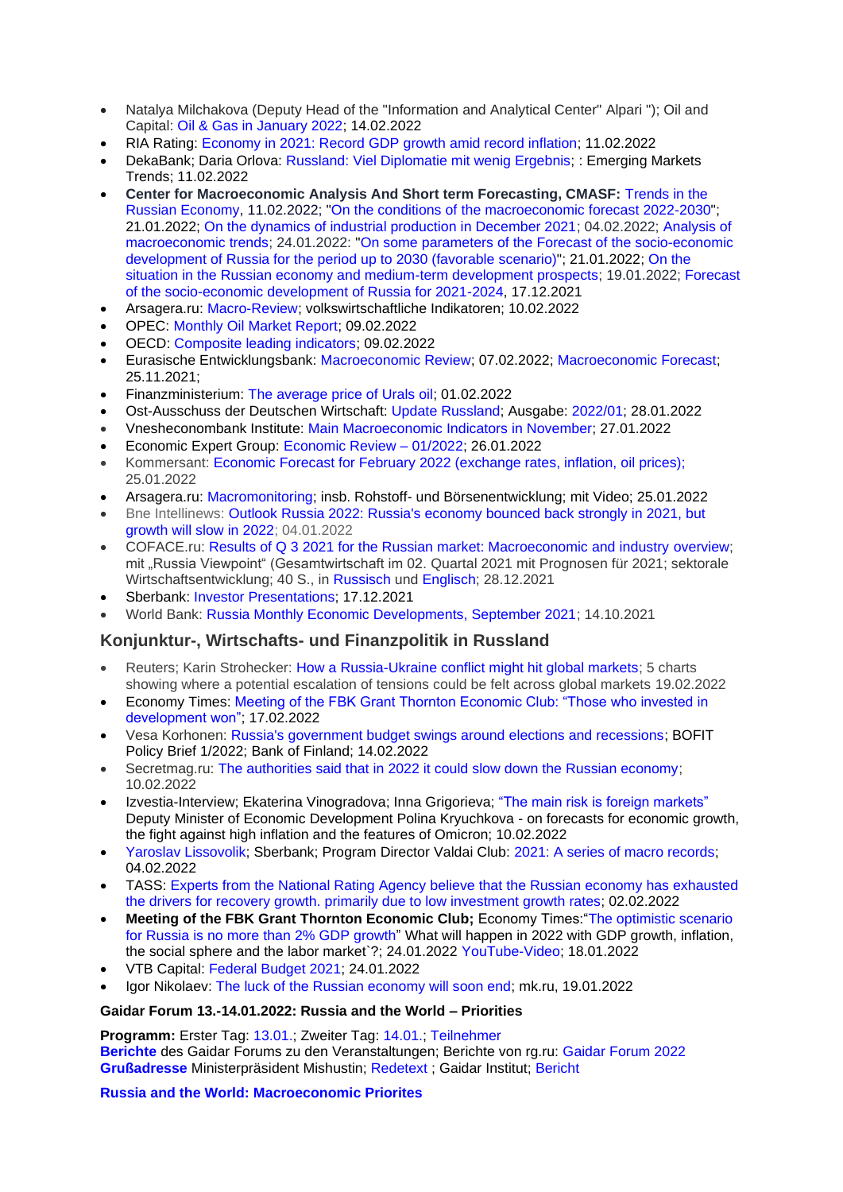- Natalya Milchakova (Deputy Head of the "Information and Analytical Center" Alpari "); Oil and Capital: Oil & Gas in January 2022; 14.02.2022
- RIA Rating: Economy in 2021: Record GDP growth amid record inflation; 11.02.2022
- DekaBank; Daria Orlova: Russland: Viel Diplomatie mit wenig Ergebnis; : Emerging Markets Trends; 11.02.2022
- **Center for Macroeconomic Analysis And Short term Forecasting, CMASF:** Trends in the Russian Economy, 11.02.2022; "On the conditions of the macroeconomic forecast 2022-2030"; 21.01.2022; On the dynamics of industrial production in December 2021; 04.02.2022; Analysis of macroeconomic trends; 24.01.2022: "On some parameters of the Forecast of the socio-economic development of Russia for the period up to 2030 (favorable scenario)"; 21.01.2022; On the situation in the Russian economy and medium-term development prospects; 19.01.2022; Forecast of the socio-economic development of Russia for 2021-2024, 17.12.2021
- Arsagera.ru: Macro-Review; volkswirtschaftliche Indikatoren; 10.02.2022
- OPEC: Monthly Oil Market Report; 09.02.2022
- OECD: Composite leading indicators; 09.02.2022
- Eurasische Entwicklungsbank: Macroeconomic Review; 07.02.2022; Macroeconomic Forecast; 25.11.2021;
- Finanzministerium: The average price of Urals oil; 01.02.2022
- Ost-Ausschuss der Deutschen Wirtschaft: Update Russland; Ausgabe: 2022/01; 28.01.2022
- Vnesheconombank Institute: Main Macroeconomic Indicators in November; 27.01.2022
- Economic Expert Group: Economic Review – 01/2022; 26.01.2022
- Kommersant: Economic Forecast for February 2022 (exchange rates, inflation, oil prices); 25.01.2022
- Arsagera.ru: Macromonitoring; insb. Rohstoff- und Börsenentwicklung; mit Video; 25.01.2022
- Bne Intellinews: Outlook Russia 2022: Russia's economy bounced back strongly in 2021, but growth will slow in 2022; 04.01.2022
- COFACE.ru: Results of Q 3 2021 for the Russian market: Macroeconomic and industry overview; mit „Russia Viewpoint" (Gesamtwirtschaft im 02. Quartal 2021 mit Prognosen für 2021; sektorale Wirtschaftsentwicklung; 40 S., in Russisch und Englisch; 28.12.2021
- Sberbank: Investor Presentations; 17.12.2021
- World Bank: Russia Monthly Economic Developments, September 2021; 14.10.2021

## Konjunktur-, Wirtschafts- und Finanzpolitik in Russland

- Reuters; Karin Strohecker: How a Russia-Ukraine conflict might hit global markets; 5 charts showing where a potential escalation of tensions could be felt across global markets 19.02.2022
- Economy Times: Meeting of the FBK Grant Thornton Economic Club: "Those who invested in development won"; 17.02.2022
- Vesa Korhonen: Russia's government budget swings around elections and recessions; BOFIT Policy Brief 1/2022; Bank of Finland; 14.02.2022
- Secretmag.ru: The authorities said that in 2022 it could slow down the Russian economy; 10.02.2022
- Izvestia-Interview; Ekaterina Vinogradova; Inna Grigorieva; "The main risk is foreign markets" Deputy Minister of Economic Development Polina Kryuchkova - on forecasts for economic growth, the fight against high inflation and the features of Omicron; 10.02.2022
- Yaroslav Lissovolik; Sberbank; Program Director Valdai Club: 2021: A series of macro records; 04.02.2022
- TASS: Experts from the National Rating Agency believe that the Russian economy has exhausted the drivers for recovery growth. primarily due to low investment growth rates; 02.02.2022
- **Meeting of the FBK Grant Thornton Economic Club;** Economy Times:"The optimistic scenario for Russia is no more than 2% GDP growth" What will happen in 2022 with GDP growth, inflation, the social sphere and the labor market`?; 24.01.2022 YouTube-Video; 18.01.2022
- VTB Capital: Federal Budget 2021; 24.01.2022
- Igor Nikolaev: The luck of the Russian economy will soon end; mk.ru, 19.01.2022

#### Gaidar Forum 13.-14.01.2022: Russia and the World – Priorities

**Programm:** Erster Tag: 13.01.; Zweiter Tag: 14.01.; Teilnehmer
**Berichte** des Gaidar Forums zu den Veranstaltungen; Berichte von rg.ru: Gaidar Forum 2022
**Grußadresse** Ministerpräsident Mishustin; Redetext ; Gaidar Institut; Bericht

**Russia and the World: Macroeconomic Priorites**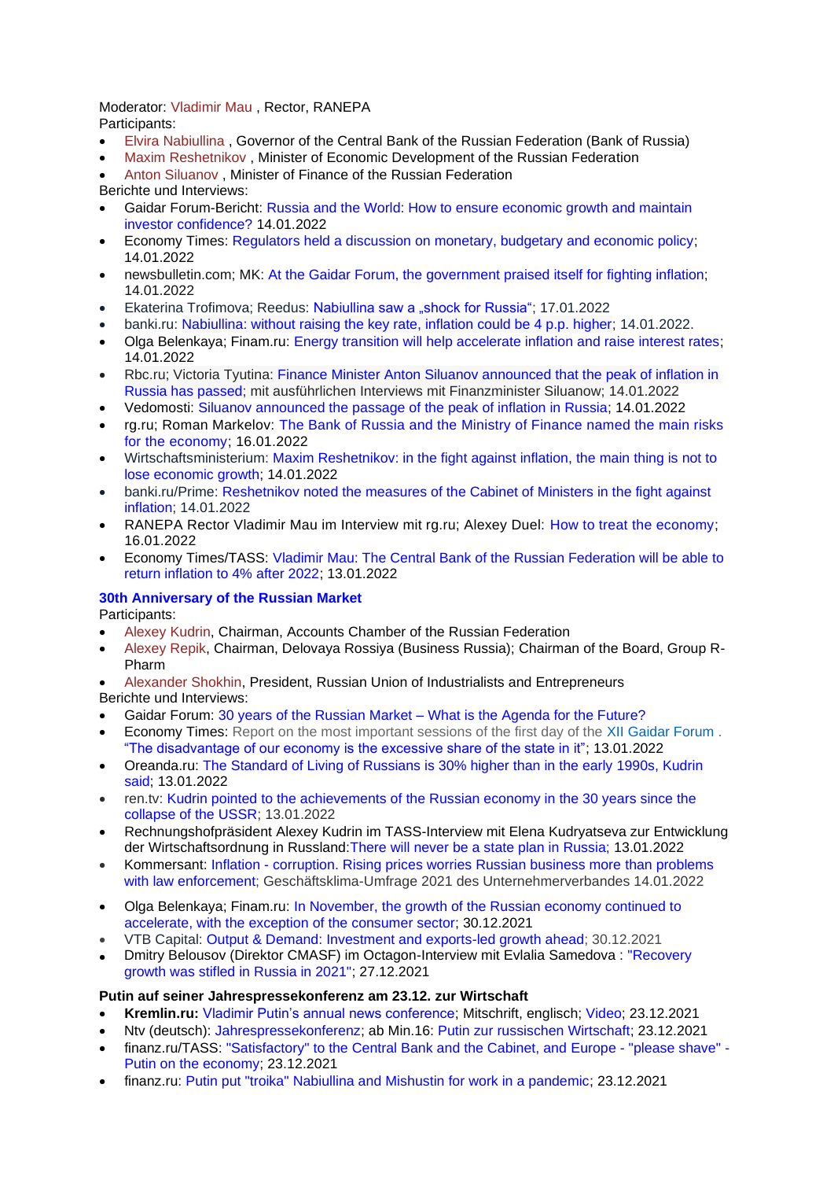Moderator: Vladimir Mau , Rector, RANEPA
Participants:

- Elvira Nabiullina , Governor of the Central Bank of the Russian Federation (Bank of Russia)
- Maxim Reshetnikov , Minister of Economic Development of the Russian Federation
- Anton Siluanov , Minister of Finance of the Russian Federation

Berichte und Interviews:

- Gaidar Forum-Bericht: Russia and the World: How to ensure economic growth and maintain investor confidence? 14.01.2022
- Economy Times: Regulators held a discussion on monetary, budgetary and economic policy; 14.01.2022
- newsbulletin.com; MK: At the Gaidar Forum, the government praised itself for fighting inflation; 14.01.2022
- Ekaterina Trofimova; Reedus: Nabiullina saw a „shock for Russia"; 17.01.2022
- banki.ru: Nabiullina: without raising the key rate, inflation could be 4 p.p. higher; 14.01.2022.
- Olga Belenkaya; Finam.ru: Energy transition will help accelerate inflation and raise interest rates; 14.01.2022
- Rbc.ru; Victoria Tyutina: Finance Minister Anton Siluanov announced that the peak of inflation in Russia has passed; mit ausführlichen Interviews mit Finanzminister Siluanow; 14.01.2022
- Vedomosti: Siluanov announced the passage of the peak of inflation in Russia; 14.01.2022
- rg.ru; Roman Markelov: The Bank of Russia and the Ministry of Finance named the main risks for the economy; 16.01.2022
- Wirtschaftsministerium: Maxim Reshetnikov: in the fight against inflation, the main thing is not to lose economic growth; 14.01.2022
- banki.ru/Prime: Reshetnikov noted the measures of the Cabinet of Ministers in the fight against inflation; 14.01.2022
- RANEPA Rector Vladimir Mau im Interview mit rg.ru; Alexey Duel: How to treat the economy; 16.01.2022
- Economy Times/TASS: Vladimir Mau: The Central Bank of the Russian Federation will be able to return inflation to 4% after 2022; 13.01.2022

**30th Anniversary of the Russian Market**

Participants:

- Alexey Kudrin, Chairman, Accounts Chamber of the Russian Federation
- Alexey Repik, Chairman, Delovaya Rossiya (Business Russia); Chairman of the Board, Group R-Pharm
- Alexander Shokhin, President, Russian Union of Industrialists and Entrepreneurs

Berichte und Interviews:

- Gaidar Forum: 30 years of the Russian Market – What is the Agenda for the Future?
- Economy Times: Report on the most important sessions of the first day of the XII Gaidar Forum . "The disadvantage of our economy is the excessive share of the state in it"; 13.01.2022
- Oreanda.ru: The Standard of Living of Russians is 30% higher than in the early 1990s, Kudrin said; 13.01.2022
- ren.tv: Kudrin pointed to the achievements of the Russian economy in the 30 years since the collapse of the USSR; 13.01.2022
- Rechnungshofpräsident Alexey Kudrin im TASS-Interview mit Elena Kudryatseva zur Entwicklung der Wirtschaftsordnung in Russland:There will never be a state plan in Russia; 13.01.2022
- Kommersant: Inflation - corruption. Rising prices worries Russian business more than problems with law enforcement; Geschäftsklima-Umfrage 2021 des Unternehmerverbandes 14.01.2022
- Olga Belenkaya; Finam.ru: In November, the growth of the Russian economy continued to accelerate, with the exception of the consumer sector; 30.12.2021
- VTB Capital: Output & Demand: Investment and exports-led growth ahead; 30.12.2021
- Dmitry Belousov (Direktor CMASF) im Octagon-Interview mit Evlalia Samedova : "Recovery growth was stifled in Russia in 2021"; 27.12.2021

**Putin auf seiner Jahrespressekonferenz am 23.12. zur Wirtschaft**

- **Kremlin.ru:** Vladimir Putin's annual news conference; Mitschrift, englisch; Video; 23.12.2021
- Ntv (deutsch): Jahrespressekonferenz; ab Min.16: Putin zur russischen Wirtschaft; 23.12.2021
- finanz.ru/TASS: "Satisfactory" to the Central Bank and the Cabinet, and Europe - "please shave" - Putin on the economy; 23.12.2021
- finanz.ru: Putin put "troika" Nabiullina and Mishustin for work in a pandemic; 23.12.2021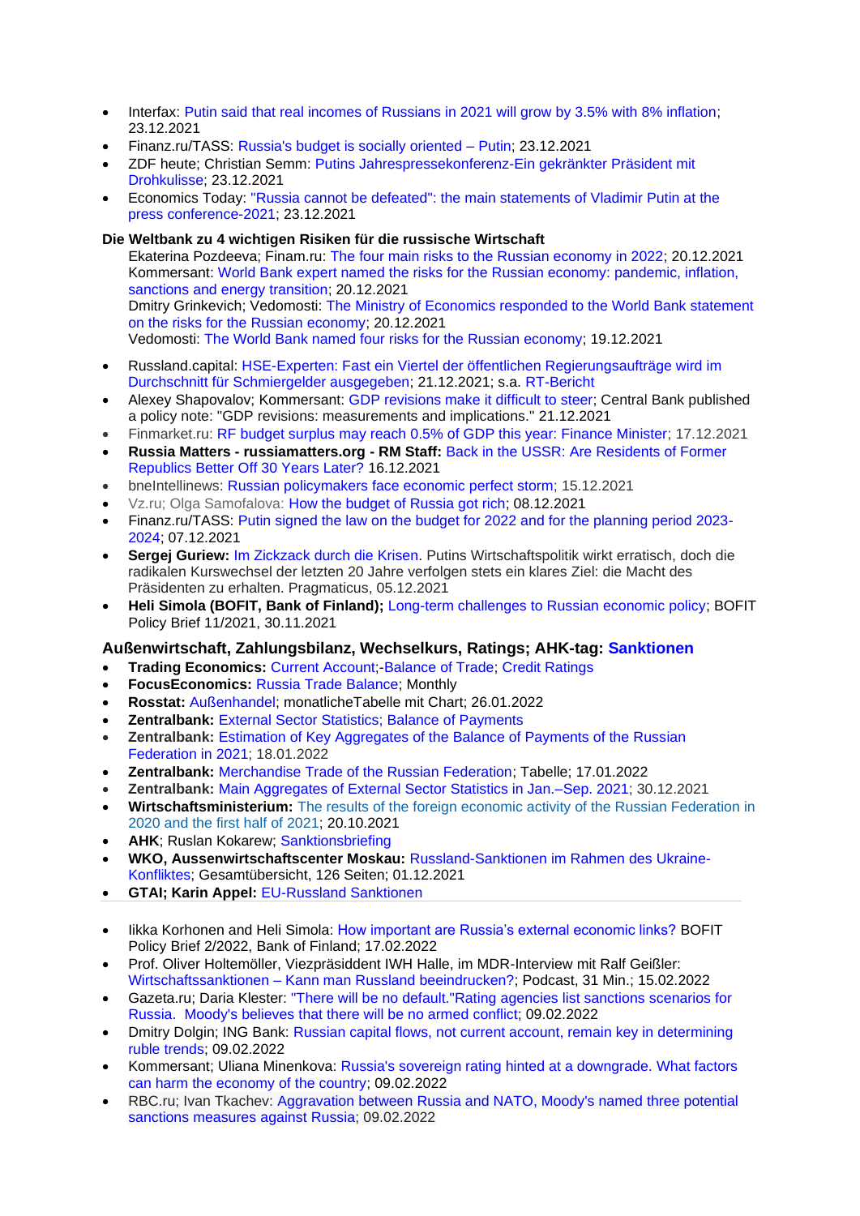- Interfax: Putin said that real incomes of Russians in 2021 will grow by 3.5% with 8% inflation; 23.12.2021
- Finanz.ru/TASS: Russia's budget is socially oriented – Putin; 23.12.2021
- ZDF heute; Christian Semm: Putins Jahrespressekonferenz-Ein gekränkter Präsident mit Drohkulisse; 23.12.2021
- Economics Today: "Russia cannot be defeated": the main statements of Vladimir Putin at the press conference-2021; 23.12.2021

**Die Weltbank zu 4 wichtigen Risiken für die russische Wirtschaft**

Ekaterina Pozdeeva; Finam.ru: The four main risks to the Russian economy in 2022; 20.12.2021
Kommersant: World Bank expert named the risks for the Russian economy: pandemic, inflation, sanctions and energy transition; 20.12.2021
Dmitry Grinkevich; Vedomosti: The Ministry of Economics responded to the World Bank statement on the risks for the Russian economy; 20.12.2021
Vedomosti: The World Bank named four risks for the Russian economy; 19.12.2021

- Russland.capital: HSE-Experten: Fast ein Viertel der öffentlichen Regierungsaufträge wird im Durchschnitt für Schmiergelder ausgegeben; 21.12.2021; s.a. RT-Bericht
- Alexey Shapovalov; Kommersant: GDP revisions make it difficult to steer; Central Bank published a policy note: "GDP revisions: measurements and implications." 21.12.2021
- Finmarket.ru: RF budget surplus may reach 0.5% of GDP this year: Finance Minister; 17.12.2021
- **Russia Matters - russiamatters.org - RM Staff:** Back in the USSR: Are Residents of Former Republics Better Off 30 Years Later? 16.12.2021
- bneIntellinews: Russian policymakers face economic perfect storm; 15.12.2021
- Vz.ru; Olga Samofalova: How the budget of Russia got rich; 08.12.2021
- Finanz.ru/TASS: Putin signed the law on the budget for 2022 and for the planning period 2023-2024; 07.12.2021
- **Sergej Guriew:** Im Zickzack durch die Krisen. Putins Wirtschaftspolitik wirkt erratisch, doch die radikalen Kurswechsel der letzten 20 Jahre verfolgen stets ein klares Ziel: die Macht des Präsidenten zu erhalten. Pragmaticus, 05.12.2021
- **Heli Simola (BOFIT, Bank of Finland);** Long-term challenges to Russian economic policy; BOFIT Policy Brief 11/2021, 30.11.2021

### Außenwirtschaft, Zahlungsbilanz, Wechselkurs, Ratings; AHK-tag: Sanktionen

- **Trading Economics:** Current Account;-Balance of Trade; Credit Ratings
- **FocusEconomics:** Russia Trade Balance; Monthly
- **Rosstat:** Außenhandel; monatlicheTabelle mit Chart; 26.01.2022
- **Zentralbank:** External Sector Statistics; Balance of Payments
- **Zentralbank:** Estimation of Key Aggregates of the Balance of Payments of the Russian Federation in 2021; 18.01.2022
- **Zentralbank:** Merchandise Trade of the Russian Federation; Tabelle; 17.01.2022
- **Zentralbank:** Main Aggregates of External Sector Statistics in Jan.–Sep. 2021; 30.12.2021
- **Wirtschaftsministerium:** The results of the foreign economic activity of the Russian Federation in 2020 and the first half of 2021; 20.10.2021
- **AHK**; Ruslan Kokarew; Sanktionsbriefing
- **WKO, Aussenwirtschaftscenter Moskau:** Russland-Sanktionen im Rahmen des Ukraine-Konfliktes; Gesamtübersicht, 126 Seiten; 01.12.2021
- **GTAI; Karin Appel:** EU-Russland Sanktionen

- Iikka Korhonen and Heli Simola: How important are Russia's external economic links? BOFIT Policy Brief 2/2022, Bank of Finland; 17.02.2022
- Prof. Oliver Holtemöller, Viezpräsiddent IWH Halle, im MDR-Interview mit Ralf Geißler: Wirtschaftssanktionen – Kann man Russland beeindrucken?; Podcast, 31 Min.; 15.02.2022
- Gazeta.ru; Daria Klester: "There will be no default."Rating agencies list sanctions scenarios for Russia. Moody's believes that there will be no armed conflict; 09.02.2022
- Dmitry Dolgin; ING Bank: Russian capital flows, not current account, remain key in determining ruble trends; 09.02.2022
- Kommersant; Uliana Minenkova: Russia's sovereign rating hinted at a downgrade. What factors can harm the economy of the country; 09.02.2022
- RBC.ru; Ivan Tkachev: Aggravation between Russia and NATO, Moody's named three potential sanctions measures against Russia; 09.02.2022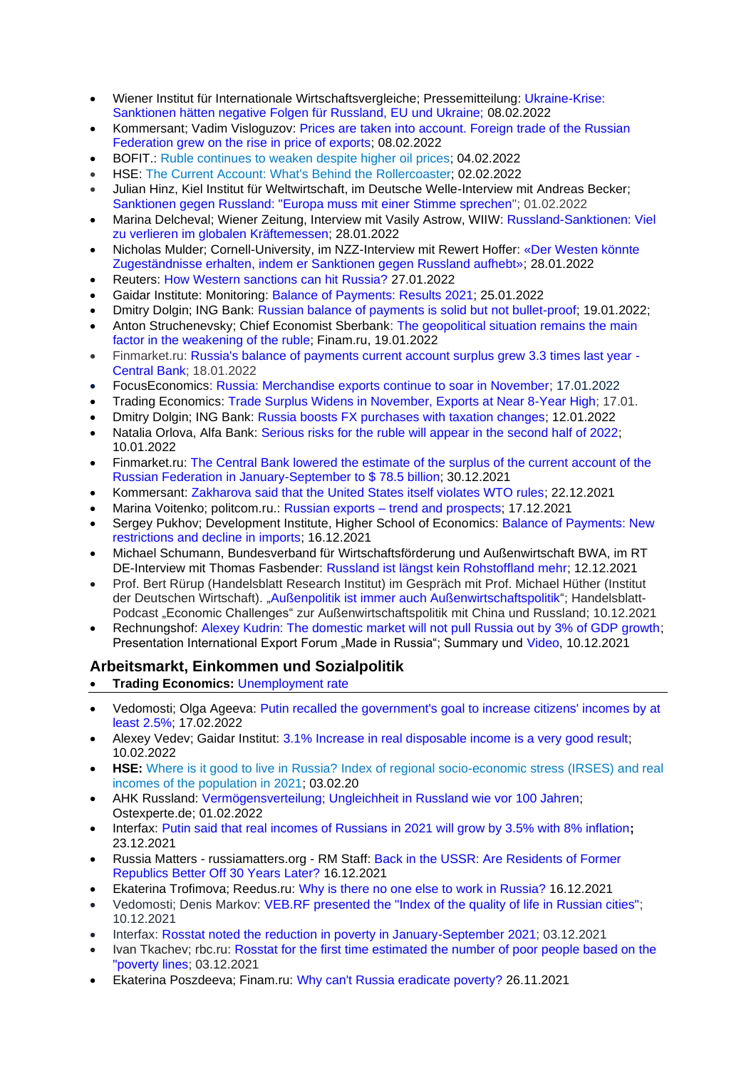- Wiener Institut für Internationale Wirtschaftsvergleiche; Pressemitteilung: Ukraine-Krise: Sanktionen hätten negative Folgen für Russland, EU und Ukraine; 08.02.2022
- Kommersant; Vadim Visloguzov: Prices are taken into account. Foreign trade of the Russian Federation grew on the rise in price of exports; 08.02.2022
- BOFIT.: Ruble continues to weaken despite higher oil prices; 04.02.2022
- HSE: The Current Account: What's Behind the Rollercoaster; 02.02.2022
- Julian Hinz, Kiel Institut für Weltwirtschaft, im Deutsche Welle-Interview mit Andreas Becker; Sanktionen gegen Russland: "Europa muss mit einer Stimme sprechen"; 01.02.2022
- Marina Delcheval; Wiener Zeitung, Interview mit Vasily Astrow, WIIW: Russland-Sanktionen: Viel zu verlieren im globalen Kräftemessen; 28.01.2022
- Nicholas Mulder; Cornell-University, im NZZ-Interview mit Rewert Hoffer: «Der Westen könnte Zugeständnisse erhalten, indem er Sanktionen gegen Russland aufhebt»; 28.01.2022
- Reuters: How Western sanctions can hit Russia? 27.01.2022
- Gaidar Institute: Monitoring: Balance of Payments: Results 2021; 25.01.2022
- Dmitry Dolgin; ING Bank: Russian balance of payments is solid but not bullet-proof; 19.01.2022;
- Anton Struchenevsky; Chief Economist Sberbank: The geopolitical situation remains the main factor in the weakening of the ruble; Finam.ru, 19.01.2022
- Finmarket.ru: Russia's balance of payments current account surplus grew 3.3 times last year - Central Bank; 18.01.2022
- FocusEconomics: Russia: Merchandise exports continue to soar in November; 17.01.2022
- Trading Economics: Trade Surplus Widens in November, Exports at Near 8-Year High; 17.01.
- Dmitry Dolgin; ING Bank: Russia boosts FX purchases with taxation changes; 12.01.2022
- Natalia Orlova, Alfa Bank: Serious risks for the ruble will appear in the second half of 2022; 10.01.2022
- Finmarket.ru: The Central Bank lowered the estimate of the surplus of the current account of the Russian Federation in January-September to $ 78.5 billion; 30.12.2021
- Kommersant: Zakharova said that the United States itself violates WTO rules; 22.12.2021
- Marina Voitenko; politcom.ru.: Russian exports – trend and prospects; 17.12.2021
- Sergey Pukhov; Development Institute, Higher School of Economics: Balance of Payments: New restrictions and decline in imports; 16.12.2021
- Michael Schumann, Bundesverband für Wirtschaftsförderung und Außenwirtschaft BWA, im RT DE-Interview mit Thomas Fasbender: Russland ist längst kein Rohstoffland mehr; 12.12.2021
- Prof. Bert Rürup (Handelsblatt Research Institut) im Gespräch mit Prof. Michael Hüther (Institut der Deutschen Wirtschaft). „Außenpolitik ist immer auch Außenwirtschaftspolitik“; Handelsblatt-Podcast „Economic Challenges“ zur Außenwirtschaftspolitik mit China und Russland; 10.12.2021
- Rechnungshof: Alexey Kudrin: The domestic market will not pull Russia out by 3% of GDP growth; Presentation International Export Forum „Made in Russia“; Summary und Video, 10.12.2021

## Arbeitsmarkt, Einkommen und Sozialpolitik

- **Trading Economics:** Unemployment rate

---

- Vedomosti; Olga Ageeva: Putin recalled the government's goal to increase citizens' incomes by at least 2.5%; 17.02.2022
- Alexey Vedev; Gaidar Institut: 3.1% Increase in real disposable income is a very good result; 10.02.2022
- **HSE:** Where is it good to live in Russia? Index of regional socio-economic stress (IRSES) and real incomes of the population in 2021; 03.02.20
- AHK Russland: Vermögensverteilung; Ungleichheit in Russland wie vor 100 Jahren; Ostexperte.de; 01.02.2022
- Interfax: Putin said that real incomes of Russians in 2021 will grow by 3.5% with 8% inflation; 23.12.2021
- Russia Matters - russiamatters.org - RM Staff: Back in the USSR: Are Residents of Former Republics Better Off 30 Years Later? 16.12.2021
- Ekaterina Trofimova; Reedus.ru: Why is there no one else to work in Russia? 16.12.2021
- Vedomosti; Denis Markov: VEB.RF presented the "Index of the quality of life in Russian cities"; 10.12.2021
- Interfax: Rosstat noted the reduction in poverty in January-September 2021; 03.12.2021
- Ivan Tkachev; rbc.ru: Rosstat for the first time estimated the number of poor people based on the "poverty lines; 03.12.2021
- Ekaterina Poszdeeva; Finam.ru: Why can't Russia eradicate poverty? 26.11.2021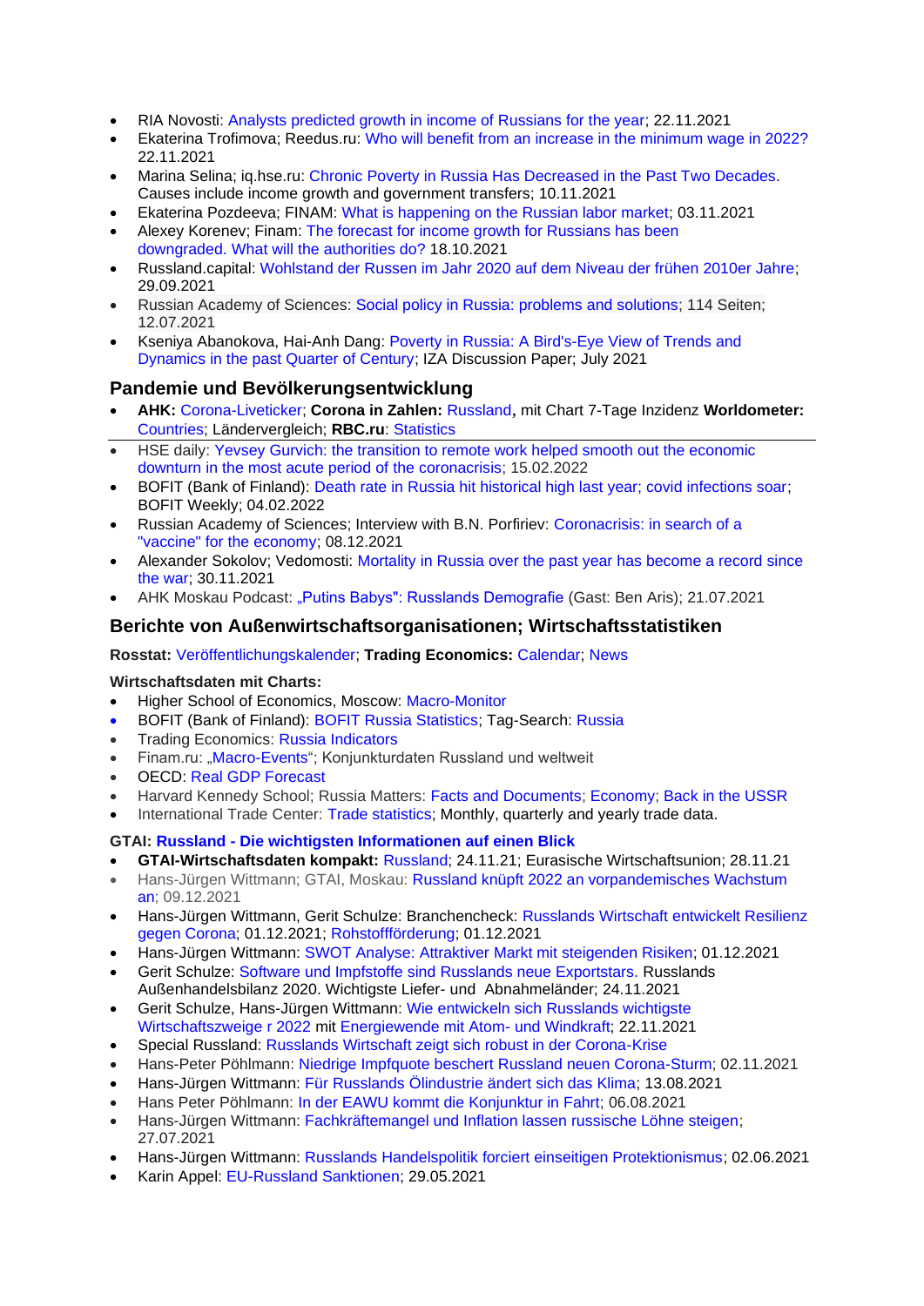- RIA Novosti: Analysts predicted growth in income of Russians for the year; 22.11.2021
- Ekaterina Trofimova; Reedus.ru: Who will benefit from an increase in the minimum wage in 2022? 22.11.2021
- Marina Selina; iq.hse.ru: Chronic Poverty in Russia Has Decreased in the Past Two Decades. Causes include income growth and government transfers; 10.11.2021
- Ekaterina Pozdeeva; FINAM: What is happening on the Russian labor market; 03.11.2021
- Alexey Korenev; Finam: The forecast for income growth for Russians has been downgraded. What will the authorities do? 18.10.2021
- Russland.capital: Wohlstand der Russen im Jahr 2020 auf dem Niveau der frühen 2010er Jahre; 29.09.2021
- Russian Academy of Sciences: Social policy in Russia: problems and solutions; 114 Seiten; 12.07.2021
- Kseniya Abanokova, Hai-Anh Dang: Poverty in Russia: A Bird's-Eye View of Trends and Dynamics in the past Quarter of Century; IZA Discussion Paper; July 2021

## Pandemie und Bevölkerungsentwicklung

- **AHK:** Corona-Liveticker; **Corona in Zahlen:** Russland**,** mit Chart 7-Tage Inzidenz **Worldometer:** Countries; Ländervergleich; **RBC.ru**: Statistics

---

- HSE daily: Yevsey Gurvich: the transition to remote work helped smooth out the economic downturn in the most acute period of the coronacrisis; 15.02.2022
- BOFIT (Bank of Finland): Death rate in Russia hit historical high last year; covid infections soar; BOFIT Weekly; 04.02.2022
- Russian Academy of Sciences; Interview with B.N. Porfiriev: Coronacrisis: in search of a "vaccine" for the economy; 08.12.2021
- Alexander Sokolov; Vedomosti: Mortality in Russia over the past year has become a record since the war; 30.11.2021
- AHK Moskau Podcast: „Putins Babys": Russlands Demografie (Gast: Ben Aris); 21.07.2021

## Berichte von Außenwirtschaftsorganisationen; Wirtschaftsstatistiken

**Rosstat:** Veröffentlichungskalender; **Trading Economics:** Calendar; News

**Wirtschaftsdaten mit Charts:**

- Higher School of Economics, Moscow: Macro-Monitor
- BOFIT (Bank of Finland): BOFIT Russia Statistics; Tag-Search: Russia
- Trading Economics: Russia Indicators
- Finam.ru: „Macro-Events"; Konjunkturdaten Russland und weltweit
- OECD: Real GDP Forecast
- Harvard Kennedy School; Russia Matters: Facts and Documents; Economy; Back in the USSR
- International Trade Center: Trade statistics; Monthly, quarterly and yearly trade data.

**GTAI: Russland - Die wichtigsten Informationen auf einen Blick**

- **GTAI-Wirtschaftsdaten kompakt:** Russland; 24.11.21; Eurasische Wirtschaftsunion; 28.11.21
- Hans-Jürgen Wittmann; GTAI, Moskau: Russland knüpft 2022 an vorpandemisches Wachstum an; 09.12.2021
- Hans-Jürgen Wittmann, Gerit Schulze: Branchencheck: Russlands Wirtschaft entwickelt Resilienz gegen Corona; 01.12.2021; Rohstoffförderung; 01.12.2021
- Hans-Jürgen Wittmann: SWOT Analyse: Attraktiver Markt mit steigenden Risiken; 01.12.2021
- Gerit Schulze: Software und Impfstoffe sind Russlands neue Exportstars. Russlands Außenhandelsbilanz 2020. Wichtigste Liefer- und Abnahmeländer; 24.11.2021
- Gerit Schulze, Hans-Jürgen Wittmann: Wie entwickeln sich Russlands wichtigste Wirtschaftszweige r 2022 mit Energiewende mit Atom- und Windkraft; 22.11.2021
- Special Russland: Russlands Wirtschaft zeigt sich robust in der Corona-Krise
- Hans-Peter Pöhlmann: Niedrige Impfquote beschert Russland neuen Corona-Sturm; 02.11.2021
- Hans-Jürgen Wittmann: Für Russlands Ölindustrie ändert sich das Klima; 13.08.2021
- Hans Peter Pöhlmann: In der EAWU kommt die Konjunktur in Fahrt; 06.08.2021
- Hans-Jürgen Wittmann: Fachkräftemangel und Inflation lassen russische Löhne steigen; 27.07.2021
- Hans-Jürgen Wittmann: Russlands Handelspolitik forciert einseitigen Protektionismus; 02.06.2021
- Karin Appel: EU-Russland Sanktionen; 29.05.2021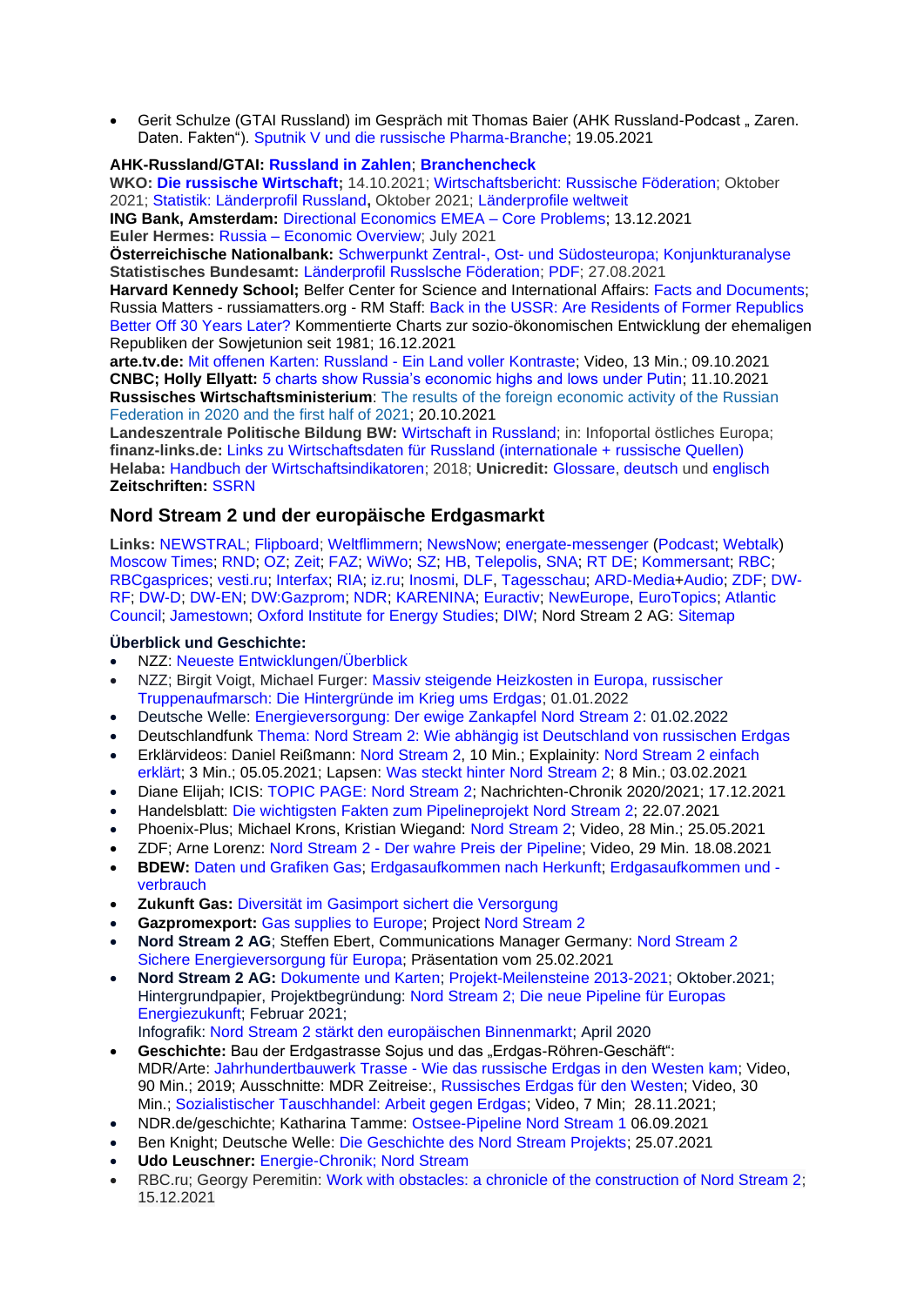- Gerit Schulze (GTAI Russland) im Gespräch mit Thomas Baier (AHK Russland-Podcast „ Zaren. Daten. Fakten"). Sputnik V und die russische Pharma-Branche; 19.05.2021

**AHK-Russland/GTAI: Russland in Zahlen; Branchencheck**
**WKO: Die russische Wirtschaft;** 14.10.2021; Wirtschaftsbericht: Russische Föderation; Oktober 2021; Statistik: Länderprofil Russland**,** Oktober 2021; Länderprofile weltweit
**ING Bank, Amsterdam:** Directional Economics EMEA – Core Problems; 13.12.2021
**Euler Hermes:** Russia – Economic Overview; July 2021
**Österreichische Nationalbank:** Schwerpunkt Zentral-, Ost- und Südosteuropa; Konjunkturanalyse
**Statistisches Bundesamt:** Länderprofil Russlsche Föderation; PDF; 27.08.2021
**Harvard Kennedy School;** Belfer Center for Science and International Affairs: Facts and Documents; Russia Matters - russiamatters.org - RM Staff: Back in the USSR: Are Residents of Former Republics Better Off 30 Years Later? Kommentierte Charts zur sozio-ökonomischen Entwicklung der ehemaligen Republiken der Sowjetunion seit 1981; 16.12.2021
**arte.tv.de:** Mit offenen Karten: Russland - Ein Land voller Kontraste; Video, 13 Min.; 09.10.2021
**CNBC; Holly Ellyatt:** 5 charts show Russia's economic highs and lows under Putin; 11.10.2021
**Russisches Wirtschaftsministerium**: The results of the foreign economic activity of the Russian Federation in 2020 and the first half of 2021; 20.10.2021
**Landeszentrale Politische Bildung BW:** Wirtschaft in Russland; in: Infoportal östliches Europa;
**finanz-links.de:** Links zu Wirtschaftsdaten für Russland (internationale + russische Quellen)
**Helaba:** Handbuch der Wirtschaftsindikatoren; 2018; **Unicredit:** Glossare, deutsch und englisch
**Zeitschriften:** SSRN

## Nord Stream 2 und der europäische Erdgasmarkt

**Links:** NEWSTRAL; Flipboard; Weltflimmern; NewsNow; energate-messenger (Podcast; Webtalk) Moscow Times; RND; OZ; Zeit; FAZ; WiWo; SZ; HB, Telepolis, SNA; RT DE; Kommersant; RBC; RBCgasprices; vesti.ru; Interfax; RIA; iz.ru; Inosmi, DLF, Tagesschau; ARD-Media+Audio; ZDF; DW-RF; DW-D; DW-EN; DW:Gazprom; NDR; KARENINA; Euractiv; NewEurope, EuroTopics; Atlantic Council; Jamestown; Oxford Institute for Energy Studies; DIW; Nord Stream 2 AG: Sitemap

**Überblick und Geschichte:**

- NZZ: Neueste Entwicklungen/Überblick
- NZZ; Birgit Voigt, Michael Furger: Massiv steigende Heizkosten in Europa, russischer Truppenaufmarsch: Die Hintergründe im Krieg ums Erdgas; 01.01.2022
- Deutsche Welle: Energieversorgung: Der ewige Zankapfel Nord Stream 2: 01.02.2022
- Deutschlandfunk Thema: Nord Stream 2: Wie abhängig ist Deutschland von russischen Erdgas
- Erklärvideos: Daniel Reißmann: Nord Stream 2, 10 Min.; Explainity: Nord Stream 2 einfach erklärt; 3 Min.; 05.05.2021; Lapsen: Was steckt hinter Nord Stream 2; 8 Min.; 03.02.2021
- Diane Elijah; ICIS: TOPIC PAGE: Nord Stream 2; Nachrichten-Chronik 2020/2021; 17.12.2021
- Handelsblatt: Die wichtigsten Fakten zum Pipelineprojekt Nord Stream 2; 22.07.2021
- Phoenix-Plus; Michael Krons, Kristian Wiegand: Nord Stream 2; Video, 28 Min.; 25.05.2021
- ZDF; Arne Lorenz: Nord Stream 2 - Der wahre Preis der Pipeline; Video, 29 Min. 18.08.2021
- **BDEW:** Daten und Grafiken Gas; Erdgasaufkommen nach Herkunft; Erdgasaufkommen und -verbrauch
- **Zukunft Gas:** Diversität im Gasimport sichert die Versorgung
- **Gazpromexport:** Gas supplies to Europe; Project Nord Stream 2
- **Nord Stream 2 AG**; Steffen Ebert, Communications Manager Germany: Nord Stream 2 Sichere Energieversorgung für Europa; Präsentation vom 25.02.2021
- **Nord Stream 2 AG:** Dokumente und Karten; Projekt-Meilensteine 2013-2021; Oktober.2021; Hintergrundpapier, Projektbegründung: Nord Stream 2; Die neue Pipeline für Europas Energiezukunft; Februar 2021;
  Infografik: Nord Stream 2 stärkt den europäischen Binnenmarkt; April 2020
- **Geschichte:** Bau der Erdgastrasse Sojus und das „Erdgas-Röhren-Geschäft":
  MDR/Arte: Jahrhundertbauwerk Trasse - Wie das russische Erdgas in den Westen kam; Video, 90 Min.; 2019; Ausschnitte: MDR Zeitreise:, Russisches Erdgas für den Westen; Video, 30 Min.; Sozialistischer Tauschhandel: Arbeit gegen Erdgas; Video, 7 Min; 28.11.2021;
- NDR.de/geschichte; Katharina Tamme: Ostsee-Pipeline Nord Stream 1 06.09.2021
- Ben Knight; Deutsche Welle: Die Geschichte des Nord Stream Projekts; 25.07.2021
- **Udo Leuschner:** Energie-Chronik; Nord Stream
- RBC.ru; Georgy Peremitin: Work with obstacles: a chronicle of the construction of Nord Stream 2; 15.12.2021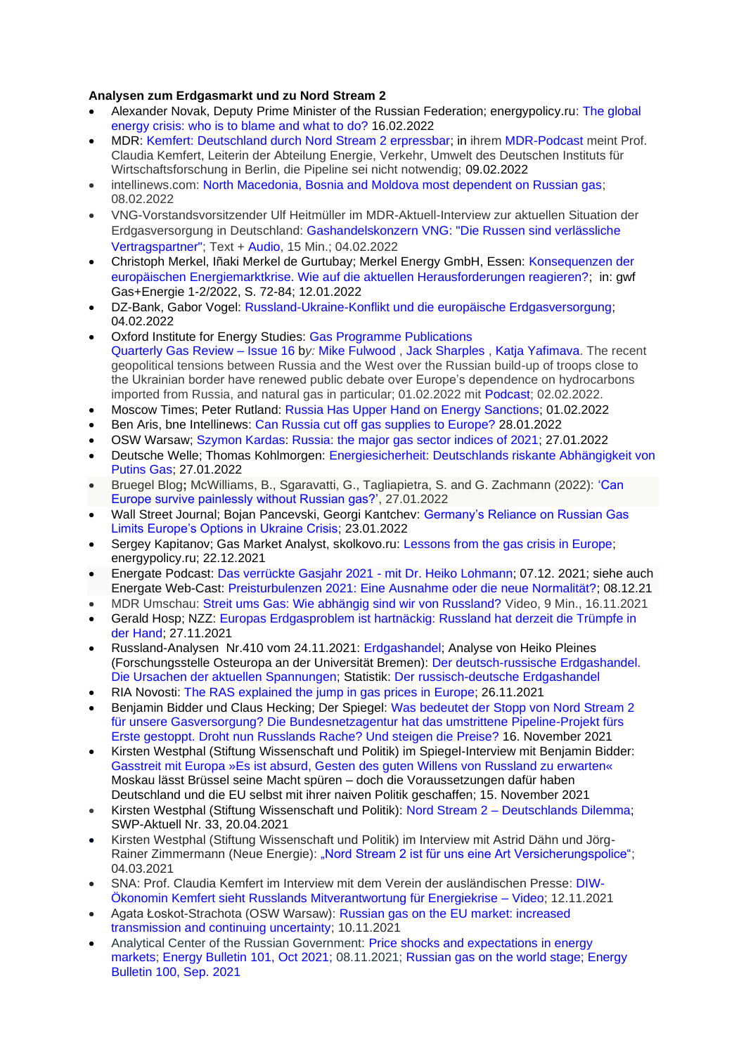**Analysen zum Erdgasmarkt und zu Nord Stream 2**

- Alexander Novak, Deputy Prime Minister of the Russian Federation; energypolicy.ru: The global energy crisis: who is to blame and what to do? 16.02.2022
- MDR: Kemfert: Deutschland durch Nord Stream 2 erpressbar; in ihrem MDR-Podcast meint Prof. Claudia Kemfert, Leiterin der Abteilung Energie, Verkehr, Umwelt des Deutschen Instituts für Wirtschaftsforschung in Berlin, die Pipeline sei nicht notwendig; 09.02.2022
- intellinews.com: North Macedonia, Bosnia and Moldova most dependent on Russian gas; 08.02.2022
- VNG-Vorstandsvorsitzender Ulf Heitmüller im MDR-Aktuell-Interview zur aktuellen Situation der Erdgasversorgung in Deutschland: Gashandelskonzern VNG: "Die Russen sind verlässliche Vertragspartner"; Text + Audio, 15 Min.; 04.02.2022
- Christoph Merkel, Iñaki Merkel de Gurtubay; Merkel Energy GmbH, Essen: Konsequenzen der europäischen Energiemarktkrise. Wie auf die aktuellen Herausforderungen reagieren?; in: gwf Gas+Energie 1-2/2022, S. 72-84; 12.01.2022
- DZ-Bank, Gabor Vogel: Russland-Ukraine-Konflikt und die europäische Erdgasversorgung; 04.02.2022
- Oxford Institute for Energy Studies: Gas Programme Publications
  Quarterly Gas Review – Issue 16 by: Mike Fulwood , Jack Sharples , Katja Yafimava. The recent geopolitical tensions between Russia and the West over the Russian build-up of troops close to the Ukrainian border have renewed public debate over Europe's dependence on hydrocarbons imported from Russia, and natural gas in particular; 01.02.2022 mit Podcast; 02.02.2022.
- Moscow Times; Peter Rutland: Russia Has Upper Hand on Energy Sanctions; 01.02.2022
- Ben Aris, bne Intellinews: Can Russia cut off gas supplies to Europe? 28.01.2022
- OSW Warsaw; Szymon Kardas: Russia: the major gas sector indices of 2021; 27.01.2022
- Deutsche Welle; Thomas Kohlmorgen: Energiesicherheit: Deutschlands riskante Abhängigkeit von Putins Gas; 27.01.2022
- Bruegel Blog**;** McWilliams, B., Sgaravatti, G., Tagliapietra, S. and G. Zachmann (2022): 'Can Europe survive painlessly without Russian gas?', 27.01.2022
- Wall Street Journal; Bojan Pancevski, Georgi Kantchev: Germany's Reliance on Russian Gas Limits Europe's Options in Ukraine Crisis; 23.01.2022
- Sergey Kapitanov; Gas Market Analyst, skolkovo.ru: Lessons from the gas crisis in Europe; energypolicy.ru; 22.12.2021
- Energate Podcast: Das verrückte Gasjahr 2021 - mit Dr. Heiko Lohmann; 07.12. 2021; siehe auch Energate Web-Cast: Preisturbulenzen 2021: Eine Ausnahme oder die neue Normalität?; 08.12.21
- MDR Umschau: Streit ums Gas: Wie abhängig sind wir von Russland? Video, 9 Min., 16.11.2021
- Gerald Hosp; NZZ: Europas Erdgasproblem ist hartnäckig: Russland hat derzeit die Trümpfe in der Hand; 27.11.2021
- Russland-Analysen Nr.410 vom 24.11.2021: Erdgashandel; Analyse von Heiko Pleines (Forschungsstelle Osteuropa an der Universität Bremen): Der deutsch-russische Erdgashandel. Die Ursachen der aktuellen Spannungen; Statistik: Der russisch-deutsche Erdgashandel
- RIA Novosti: The RAS explained the jump in gas prices in Europe; 26.11.2021
- Benjamin Bidder und Claus Hecking; Der Spiegel: Was bedeutet der Stopp von Nord Stream 2 für unsere Gasversorgung? Die Bundesnetzagentur hat das umstrittene Pipeline-Projekt fürs Erste gestoppt. Droht nun Russlands Rache? Und steigen die Preise? 16. November 2021
- Kirsten Westphal (Stiftung Wissenschaft und Politik) im Spiegel-Interview mit Benjamin Bidder: Gasstreit mit Europa »Es ist absurd, Gesten des guten Willens von Russland zu erwarten« Moskau lässt Brüssel seine Macht spüren – doch die Voraussetzungen dafür haben Deutschland und die EU selbst mit ihrer naiven Politik geschaffen; 15. November 2021
- Kirsten Westphal (Stiftung Wissenschaft und Politik): Nord Stream 2 – Deutschlands Dilemma; SWP-Aktuell Nr. 33, 20.04.2021
- Kirsten Westphal (Stiftung Wissenschaft und Politik) im Interview mit Astrid Dähn und Jörg-Rainer Zimmermann (Neue Energie): „Nord Stream 2 ist für uns eine Art Versicherungspolice"; 04.03.2021
- SNA: Prof. Claudia Kemfert im Interview mit dem Verein der ausländischen Presse: DIW-Ökonomin Kemfert sieht Russlands Mitverantwortung für Energiekrise – Video; 12.11.2021
- Agata Łoskot-Strachota (OSW Warsaw): Russian gas on the EU market: increased transmission and continuing uncertainty; 10.11.2021
- Analytical Center of the Russian Government: Price shocks and expectations in energy markets; Energy Bulletin 101, Oct 2021; 08.11.2021; Russian gas on the world stage; Energy Bulletin 100, Sep. 2021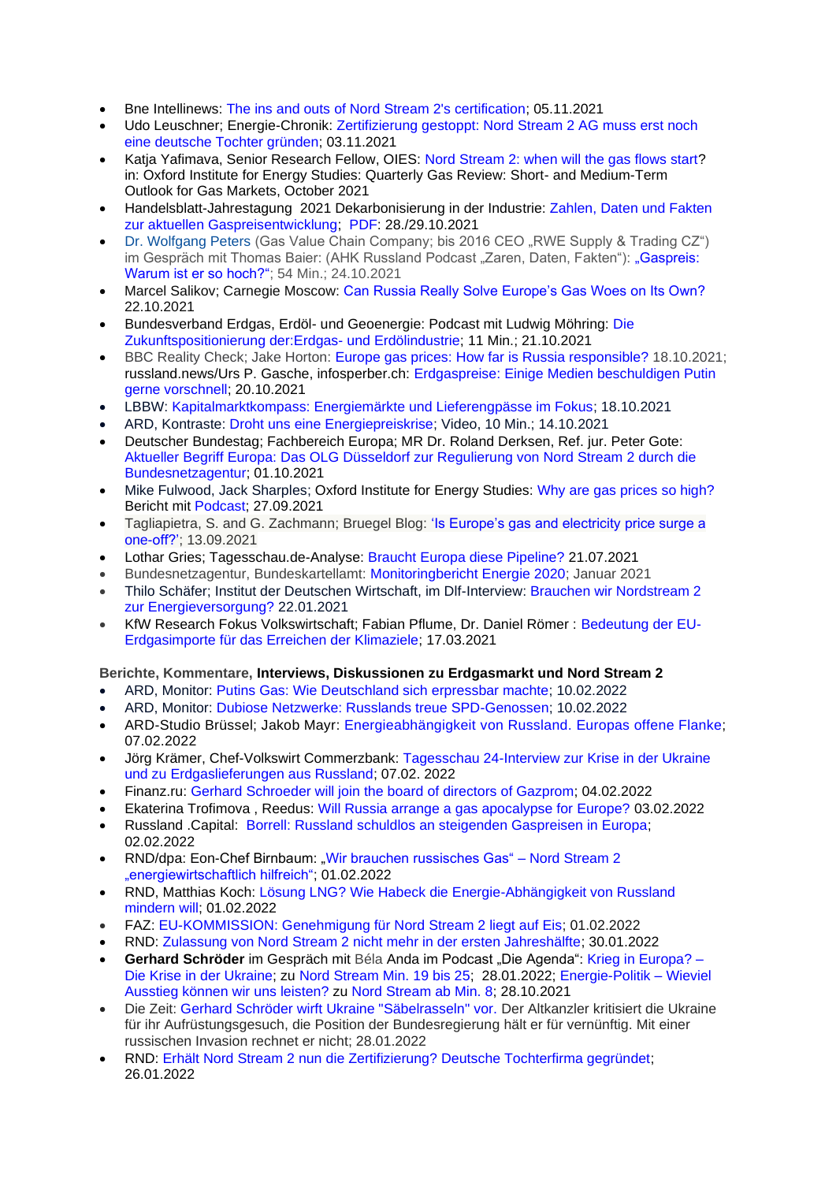- Bne Intellinews: The ins and outs of Nord Stream 2's certification; 05.11.2021
- Udo Leuschner; Energie-Chronik: Zertifizierung gestoppt: Nord Stream 2 AG muss erst noch eine deutsche Tochter gründen; 03.11.2021
- Katja Yafimava, Senior Research Fellow, OIES: Nord Stream 2: when will the gas flows start? in: Oxford Institute for Energy Studies: Quarterly Gas Review: Short- and Medium-Term Outlook for Gas Markets, October 2021
- Handelsblatt-Jahrestagung 2021 Dekarbonisierung in der Industrie: Zahlen, Daten und Fakten zur aktuellen Gaspreisentwicklung; PDF: 28./29.10.2021
- Dr. Wolfgang Peters (Gas Value Chain Company; bis 2016 CEO „RWE Supply & Trading CZ") im Gespräch mit Thomas Baier: (AHK Russland Podcast „Zaren, Daten, Fakten"): „Gaspreis: Warum ist er so hoch?"; 54 Min.; 24.10.2021
- Marcel Salikov; Carnegie Moscow: Can Russia Really Solve Europe's Gas Woes on Its Own? 22.10.2021
- Bundesverband Erdgas, Erdöl- und Geoenergie: Podcast mit Ludwig Möhring: Die Zukunftspositionierung der:Erdgas- und Erdölindustrie; 11 Min.; 21.10.2021
- BBC Reality Check; Jake Horton: Europe gas prices: How far is Russia responsible? 18.10.2021; russland.news/Urs P. Gasche, infosperber.ch: Erdgaspreise: Einige Medien beschuldigen Putin gerne vorschnell; 20.10.2021
- LBBW: Kapitalmarktkompass: Energiemärkte und Lieferengpässe im Fokus; 18.10.2021
- ARD, Kontraste: Droht uns eine Energiepreiskrise; Video, 10 Min.; 14.10.2021
- Deutscher Bundestag; Fachbereich Europa; MR Dr. Roland Derksen, Ref. jur. Peter Gote: Aktueller Begriff Europa: Das OLG Düsseldorf zur Regulierung von Nord Stream 2 durch die Bundesnetzagentur; 01.10.2021
- Mike Fulwood, Jack Sharples; Oxford Institute for Energy Studies: Why are gas prices so high? Bericht mit Podcast; 27.09.2021
- Tagliapietra, S. and G. Zachmann; Bruegel Blog: 'Is Europe's gas and electricity price surge a one-off?'; 13.09.2021
- Lothar Gries; Tagesschau.de-Analyse: Braucht Europa diese Pipeline? 21.07.2021
- Bundesnetzagentur, Bundeskartellamt: Monitoringbericht Energie 2020; Januar 2021
- Thilo Schäfer; Institut der Deutschen Wirtschaft, im Dlf-Interview: Brauchen wir Nordstream 2 zur Energieversorgung? 22.01.2021
- KfW Research Fokus Volkswirtschaft; Fabian Pflume, Dr. Daniel Römer : Bedeutung der EU-Erdgasimporte für das Erreichen der Klimaziele; 17.03.2021

**Berichte, Kommentare, Interviews, Diskussionen zu Erdgasmarkt und Nord Stream 2**

- ARD, Monitor: Putins Gas: Wie Deutschland sich erpressbar machte; 10.02.2022
- ARD, Monitor: Dubiose Netzwerke: Russlands treue SPD-Genossen; 10.02.2022
- ARD-Studio Brüssel; Jakob Mayr: Energieabhängigkeit von Russland. Europas offene Flanke; 07.02.2022
- Jörg Krämer, Chef-Volkswirt Commerzbank: Tagesschau 24-Interview zur Krise in der Ukraine und zu Erdgaslieferungen aus Russland; 07.02. 2022
- Finanz.ru: Gerhard Schroeder will join the board of directors of Gazprom; 04.02.2022
- Ekaterina Trofimova , Reedus: Will Russia arrange a gas apocalypse for Europe? 03.02.2022
- Russland .Capital: Borrell: Russland schuldlos an steigenden Gaspreisen in Europa; 02.02.2022
- RND/dpa: Eon-Chef Birnbaum: „Wir brauchen russisches Gas" – Nord Stream 2 „energiewirtschaftlich hilfreich"; 01.02.2022
- RND, Matthias Koch: Lösung LNG? Wie Habeck die Energie-Abhängigkeit von Russland mindern will; 01.02.2022
- FAZ: EU-KOMMISSION: Genehmigung für Nord Stream 2 liegt auf Eis; 01.02.2022
- RND: Zulassung von Nord Stream 2 nicht mehr in der ersten Jahreshälfte; 30.01.2022
- **Gerhard Schröder** im Gespräch mit Béla Anda im Podcast „Die Agenda": Krieg in Europa? – Die Krise in der Ukraine; zu Nord Stream Min. 19 bis 25; 28.01.2022; Energie-Politik – Wieviel Ausstieg können wir uns leisten? zu Nord Stream ab Min. 8; 28.10.2021
- Die Zeit: Gerhard Schröder wirft Ukraine "Säbelrasseln" vor. Der Altkanzler kritisiert die Ukraine für ihr Aufrüstungsgesuch, die Position der Bundesregierung hält er für vernünftig. Mit einer russischen Invasion rechnet er nicht; 28.01.2022
- RND: Erhält Nord Stream 2 nun die Zertifizierung? Deutsche Tochterfirma gegründet; 26.01.2022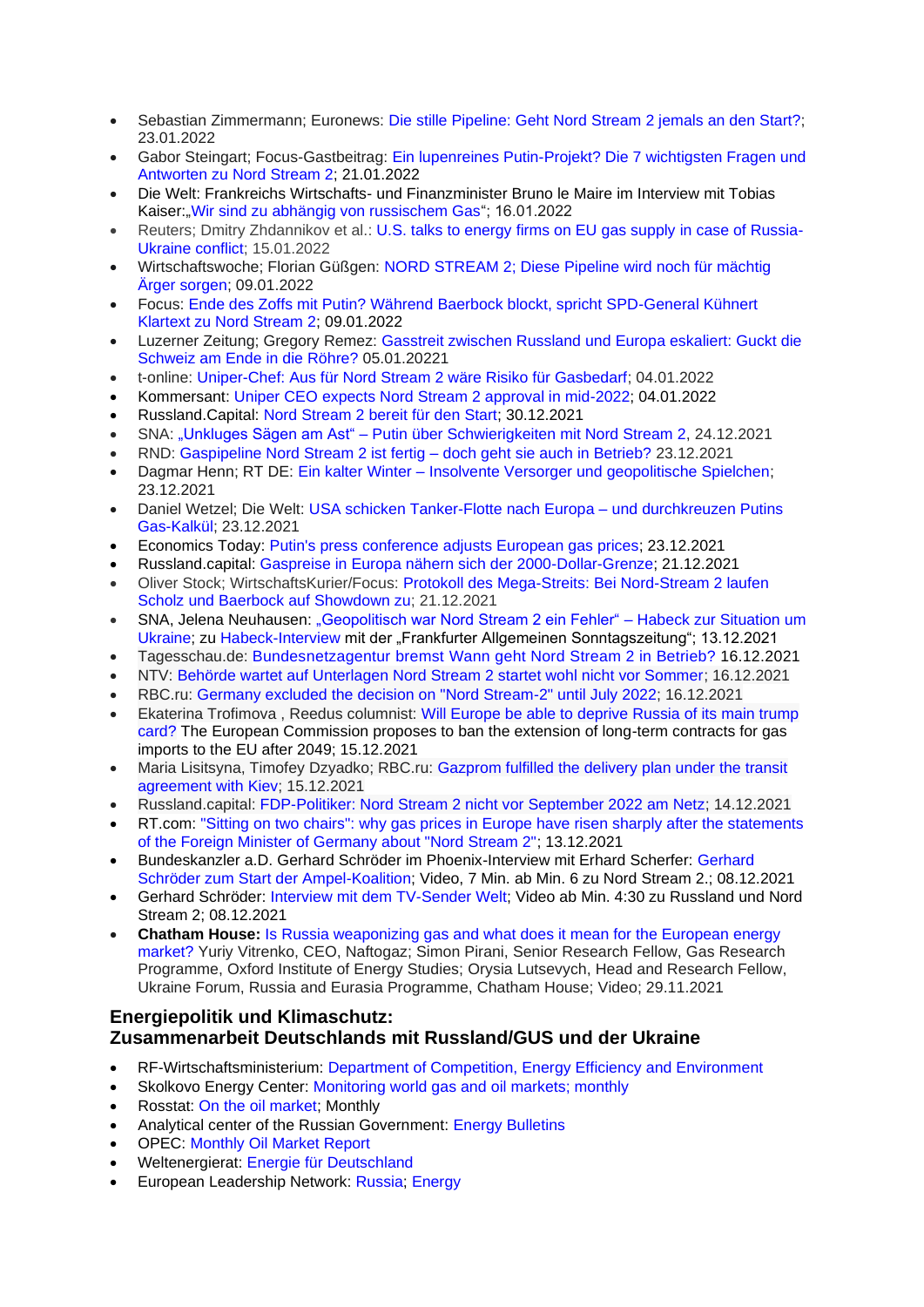- Sebastian Zimmermann; Euronews: Die stille Pipeline: Geht Nord Stream 2 jemals an den Start?; 23.01.2022
- Gabor Steingart; Focus-Gastbeitrag: Ein lupenreines Putin-Projekt? Die 7 wichtigsten Fragen und Antworten zu Nord Stream 2; 21.01.2022
- Die Welt: Frankreichs Wirtschafts- und Finanzminister Bruno le Maire im Interview mit Tobias Kaiser:„Wir sind zu abhängig von russischem Gas“; 16.01.2022
- Reuters; Dmitry Zhdannikov et al.: U.S. talks to energy firms on EU gas supply in case of Russia-Ukraine conflict; 15.01.2022
- Wirtschaftswoche; Florian Güßgen: NORD STREAM 2; Diese Pipeline wird noch für mächtig Ärger sorgen; 09.01.2022
- Focus: Ende des Zoffs mit Putin? Während Baerbock blockt, spricht SPD-General Kühnert Klartext zu Nord Stream 2; 09.01.2022
- Luzerner Zeitung; Gregory Remez: Gasstreit zwischen Russland und Europa eskaliert: Guckt die Schweiz am Ende in die Röhre? 05.01.20221
- t-online: Uniper-Chef: Aus für Nord Stream 2 wäre Risiko für Gasbedarf; 04.01.2022
- Kommersant: Uniper CEO expects Nord Stream 2 approval in mid-2022; 04.01.2022
- Russland.Capital: Nord Stream 2 bereit für den Start; 30.12.2021
- SNA: „Unkluges Sägen am Ast“ – Putin über Schwierigkeiten mit Nord Stream 2, 24.12.2021
- RND: Gaspipeline Nord Stream 2 ist fertig – doch geht sie auch in Betrieb? 23.12.2021
- Dagmar Henn; RT DE: Ein kalter Winter – Insolvente Versorger und geopolitische Spielchen; 23.12.2021
- Daniel Wetzel; Die Welt: USA schicken Tanker-Flotte nach Europa – und durchkreuzen Putins Gas-Kalkül; 23.12.2021
- Economics Today: Putin's press conference adjusts European gas prices; 23.12.2021
- Russland.capital: Gaspreise in Europa nähern sich der 2000-Dollar-Grenze; 21.12.2021
- Oliver Stock; WirtschaftsKurier/Focus: Protokoll des Mega-Streits: Bei Nord-Stream 2 laufen Scholz und Baerbock auf Showdown zu; 21.12.2021
- SNA, Jelena Neuhausen: „Geopolitisch war Nord Stream 2 ein Fehler“ – Habeck zur Situation um Ukraine; zu Habeck-Interview mit der „Frankfurter Allgemeinen Sonntagszeitung“; 13.12.2021
- Tagesschau.de: Bundesnetzagentur bremst Wann geht Nord Stream 2 in Betrieb? 16.12.2021
- NTV: Behörde wartet auf Unterlagen Nord Stream 2 startet wohl nicht vor Sommer; 16.12.2021
- RBC.ru: Germany excluded the decision on "Nord Stream-2" until July 2022; 16.12.2021
- Ekaterina Trofimova , Reedus columnist: Will Europe be able to deprive Russia of its main trump card? The European Commission proposes to ban the extension of long-term contracts for gas imports to the EU after 2049; 15.12.2021
- Maria Lisitsyna, Timofey Dzyadko; RBC.ru: Gazprom fulfilled the delivery plan under the transit agreement with Kiev; 15.12.2021
- Russland.capital: FDP-Politiker: Nord Stream 2 nicht vor September 2022 am Netz; 14.12.2021
- RT.com: "Sitting on two chairs": why gas prices in Europe have risen sharply after the statements of the Foreign Minister of Germany about "Nord Stream 2"; 13.12.2021
- Bundeskanzler a.D. Gerhard Schröder im Phoenix-Interview mit Erhard Scherfer: Gerhard Schröder zum Start der Ampel-Koalition; Video, 7 Min. ab Min. 6 zu Nord Stream 2.; 08.12.2021
- Gerhard Schröder: Interview mit dem TV-Sender Welt; Video ab Min. 4:30 zu Russland und Nord Stream 2; 08.12.2021
- **Chatham House:** Is Russia weaponizing gas and what does it mean for the European energy market? Yuriy Vitrenko, CEO, Naftogaz; Simon Pirani, Senior Research Fellow, Gas Research Programme, Oxford Institute of Energy Studies; Orysia Lutsevych, Head and Research Fellow, Ukraine Forum, Russia and Eurasia Programme, Chatham House; Video; 29.11.2021

## Energiepolitik und Klimaschutz: Zusammenarbeit Deutschlands mit Russland/GUS und der Ukraine

- RF-Wirtschaftsministerium: Department of Competition, Energy Efficiency and Environment
- Skolkovo Energy Center: Monitoring world gas and oil markets; monthly
- Rosstat: On the oil market; Monthly
- Analytical center of the Russian Government: Energy Bulletins
- OPEC: Monthly Oil Market Report
- Weltenergierat: Energie für Deutschland
- European Leadership Network: Russia; Energy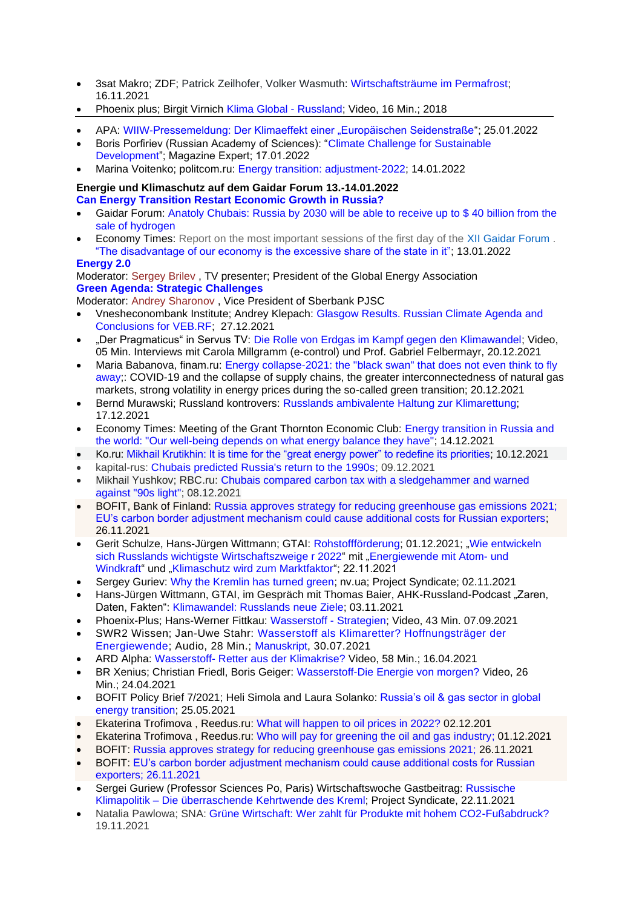- 3sat Makro; ZDF; Patrick Zeilhofer, Volker Wasmuth: Wirtschaftsträume im Permafrost; 16.11.2021
- Phoenix plus; Birgit Virnich Klima Global - Russland; Video, 16 Min.; 2018

---

- APA: WIIW-Pressemeldung: Der Klimaeffekt einer „Europäischen Seidenstraße“; 25.01.2022
- Boris Porfiriev (Russian Academy of Sciences): “Climate Challenge for Sustainable Development”; Magazine Expert; 17.01.2022
- Marina Voitenko; politcom.ru: Energy transition: adjustment-2022; 14.01.2022

**Energie und Klimaschutz auf dem Gaidar Forum 13.-14.01.2022**

**Can Energy Transition Restart Economic Growth in Russia?**

- Gaidar Forum: Anatoly Chubais: Russia by 2030 will be able to receive up to $ 40 billion from the sale of hydrogen
- Economy Times: Report on the most important sessions of the first day of the XII Gaidar Forum . “The disadvantage of our economy is the excessive share of the state in it”; 13.01.2022

**Energy 2.0**

Moderator: Sergey Brilev , TV presenter; President of the Global Energy Association

**Green Agenda: Strategic Challenges**

Moderator: Andrey Sharonov , Vice President of Sberbank PJSC

- Vnesheconombank Institute; Andrey Klepach: Glasgow Results. Russian Climate Agenda and Conclusions for VEB.RF; 27.12.2021
- „Der Pragmaticus“ in Servus TV: Die Rolle von Erdgas im Kampf gegen den Klimawandel; Video, 05 Min. Interviews mit Carola Millgramm (e-control) und Prof. Gabriel Felbermayr, 20.12.2021
- Maria Babanova, finam.ru: Energy collapse-2021: the "black swan" that does not even think to fly away;: COVID-19 and the collapse of supply chains, the greater interconnectedness of natural gas markets, strong volatility in energy prices during the so-called green transition; 20.12.2021
- Bernd Murawski; Russland kontrovers: Russlands ambivalente Haltung zur Klimarettung; 17.12.2021
- Economy Times: Meeting of the Grant Thornton Economic Club: Energy transition in Russia and the world: "Our well-being depends on what energy balance they have"; 14.12.2021
- Ko.ru: Mikhail Krutikhin: It is time for the “great energy power” to redefine its priorities; 10.12.2021
- kapital-rus: Chubais predicted Russia's return to the 1990s; 09.12.2021
- Mikhail Yushkov; RBC.ru: Chubais compared carbon tax with a sledgehammer and warned against "90s light"; 08.12.2021
- BOFIT, Bank of Finland: Russia approves strategy for reducing greenhouse gas emissions 2021; EU’s carbon border adjustment mechanism could cause additional costs for Russian exporters; 26.11.2021
- Gerit Schulze, Hans-Jürgen Wittmann; GTAI: Rohstoffförderung; 01.12.2021; „Wie entwickeln sich Russlands wichtigste Wirtschaftszweige r 2022“ mit „Energiewende mit Atom- und Windkraft“ und „Klimaschutz wird zum Marktfaktor“; 22.11.2021
- Sergey Guriev: Why the Kremlin has turned green; nv.ua; Project Syndicate; 02.11.2021
- Hans-Jürgen Wittmann, GTAI, im Gespräch mit Thomas Baier, AHK-Russland-Podcast „Zaren, Daten, Fakten“: Klimawandel: Russlands neue Ziele; 03.11.2021
- Phoenix-Plus; Hans-Werner Fittkau: Wasserstoff - Strategien; Video, 43 Min. 07.09.2021
- SWR2 Wissen; Jan-Uwe Stahr: Wasserstoff als Klimaretter? Hoffnungsträger der Energiewende; Audio, 28 Min.; Manuskript, 30.07.2021
- ARD Alpha: Wasserstoff- Retter aus der Klimakrise? Video, 58 Min.; 16.04.2021
- BR Xenius; Christian Friedl, Boris Geiger: Wasserstoff-Die Energie von morgen? Video, 26 Min.; 24.04.2021
- BOFIT Policy Brief 7/2021; Heli Simola and Laura Solanko: Russia’s oil & gas sector in global energy transition; 25.05.2021
- Ekaterina Trofimova , Reedus.ru: What will happen to oil prices in 2022? 02.12.201
- Ekaterina Trofimova , Reedus.ru: Who will pay for greening the oil and gas industry; 01.12.2021
- BOFIT: Russia approves strategy for reducing greenhouse gas emissions 2021; 26.11.2021
- BOFIT: EU’s carbon border adjustment mechanism could cause additional costs for Russian exporters; 26.11.2021
- Sergei Guriew (Professor Sciences Po, Paris) Wirtschaftswoche Gastbeitrag: Russische Klimapolitik – Die überraschende Kehrtwende des Kreml; Project Syndicate, 22.11.2021
- Natalia Pawlowa; SNA: Grüne Wirtschaft: Wer zahlt für Produkte mit hohem CO2-Fußabdruck? 19.11.2021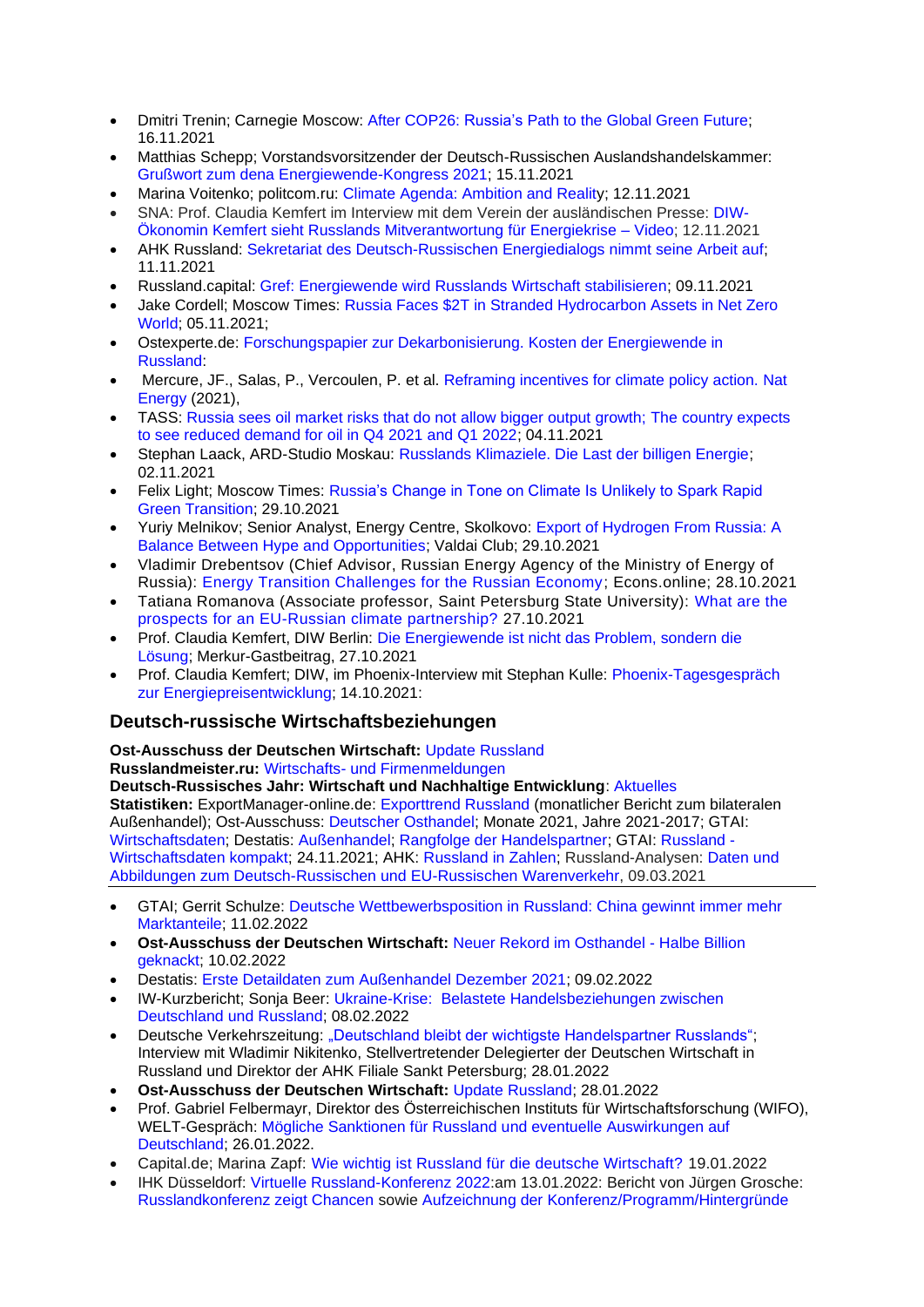- Dmitri Trenin; Carnegie Moscow: After COP26: Russia's Path to the Global Green Future; 16.11.2021
- Matthias Schepp; Vorstandsvorsitzender der Deutsch-Russischen Auslandshandelskammer: Grußwort zum dena Energiewende-Kongress 2021; 15.11.2021
- Marina Voitenko; politcom.ru: Climate Agenda: Ambition and Reality; 12.11.2021
- SNA: Prof. Claudia Kemfert im Interview mit dem Verein der ausländischen Presse: DIW-Ökonomin Kemfert sieht Russlands Mitverantwortung für Energiekrise – Video; 12.11.2021
- AHK Russland: Sekretariat des Deutsch-Russischen Energiedialogs nimmt seine Arbeit auf; 11.11.2021
- Russland.capital: Gref: Energiewende wird Russlands Wirtschaft stabilisieren; 09.11.2021
- Jake Cordell; Moscow Times: Russia Faces $2T in Stranded Hydrocarbon Assets in Net Zero World; 05.11.2021;
- Ostexperte.de: Forschungspapier zur Dekarbonisierung. Kosten der Energiewende in Russland:
- Mercure, JF., Salas, P., Vercoulen, P. et al. Reframing incentives for climate policy action. Nat Energy (2021),
- TASS: Russia sees oil market risks that do not allow bigger output growth; The country expects to see reduced demand for oil in Q4 2021 and Q1 2022; 04.11.2021
- Stephan Laack, ARD-Studio Moskau: Russlands Klimaziele. Die Last der billigen Energie; 02.11.2021
- Felix Light; Moscow Times: Russia's Change in Tone on Climate Is Unlikely to Spark Rapid Green Transition; 29.10.2021
- Yuriy Melnikov; Senior Analyst, Energy Centre, Skolkovo: Export of Hydrogen From Russia: A Balance Between Hype and Opportunities; Valdai Club; 29.10.2021
- Vladimir Drebentsov (Chief Advisor, Russian Energy Agency of the Ministry of Energy of Russia): Energy Transition Challenges for the Russian Economy; Econs.online; 28.10.2021
- Tatiana Romanova (Associate professor, Saint Petersburg State University): What are the prospects for an EU-Russian climate partnership? 27.10.2021
- Prof. Claudia Kemfert, DIW Berlin: Die Energiewende ist nicht das Problem, sondern die Lösung; Merkur-Gastbeitrag, 27.10.2021
- Prof. Claudia Kemfert; DIW, im Phoenix-Interview mit Stephan Kulle: Phoenix-Tagesgespräch zur Energiepreisentwicklung; 14.10.2021:

## Deutsch-russische Wirtschaftsbeziehungen

**Ost-Ausschuss der Deutschen Wirtschaft:** Update Russland
**Russlandmeister.ru:** Wirtschafts- und Firmenmeldungen
**Deutsch-Russisches Jahr: Wirtschaft und Nachhaltige Entwicklung**: Aktuelles
**Statistiken:** ExportManager-online.de: Exporttrend Russland (monatlicher Bericht zum bilateralen Außenhandel); Ost-Ausschuss: Deutscher Osthandel; Monate 2021, Jahre 2021-2017; GTAI: Wirtschaftsdaten; Destatis: Außenhandel; Rangfolge der Handelspartner; GTAI: Russland - Wirtschaftsdaten kompakt; 24.11.2021; AHK: Russland in Zahlen; Russland-Analysen: Daten und Abbildungen zum Deutsch-Russischen und EU-Russischen Warenverkehr, 09.03.2021

---

- GTAI; Gerrit Schulze: Deutsche Wettbewerbsposition in Russland: China gewinnt immer mehr Marktanteile; 11.02.2022
- **Ost-Ausschuss der Deutschen Wirtschaft:** Neuer Rekord im Osthandel - Halbe Billion geknackt; 10.02.2022
- Destatis: Erste Detaildaten zum Außenhandel Dezember 2021; 09.02.2022
- IW-Kurzbericht; Sonja Beer: Ukraine-Krise: Belastete Handelsbeziehungen zwischen Deutschland und Russland; 08.02.2022
- Deutsche Verkehrszeitung: „Deutschland bleibt der wichtigste Handelspartner Russlands"; Interview mit Wladimir Nikitenko, Stellvertretender Delegierter der Deutschen Wirtschaft in Russland und Direktor der AHK Filiale Sankt Petersburg; 28.01.2022
- **Ost-Ausschuss der Deutschen Wirtschaft:** Update Russland; 28.01.2022
- Prof. Gabriel Felbermayr, Direktor des Österreichischen Instituts für Wirtschaftsforschung (WIFO), WELT-Gespräch: Mögliche Sanktionen für Russland und eventuelle Auswirkungen auf Deutschland; 26.01.2022.
- Capital.de; Marina Zapf: Wie wichtig ist Russland für die deutsche Wirtschaft? 19.01.2022
- IHK Düsseldorf: Virtuelle Russland-Konferenz 2022:am 13.01.2022: Bericht von Jürgen Grosche: Russlandkonferenz zeigt Chancen sowie Aufzeichnung der Konferenz/Programm/Hintergründe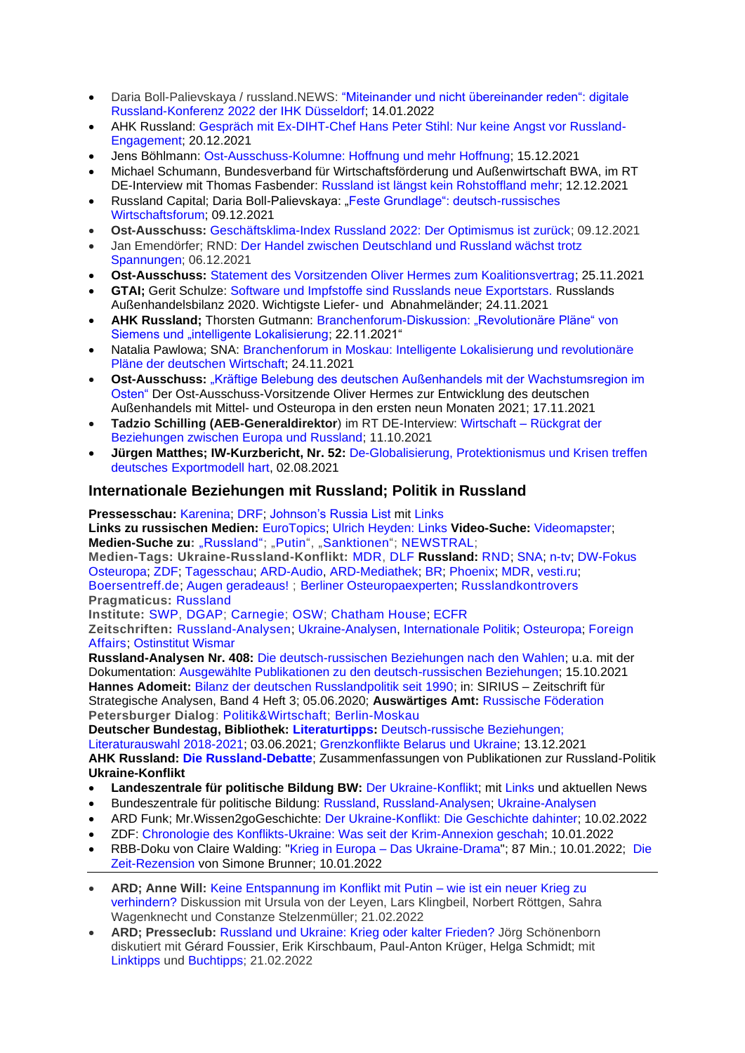- Daria Boll-Palievskaya / russland.NEWS: "Miteinander und nicht übereinander reden": digitale Russland-Konferenz 2022 der IHK Düsseldorf; 14.01.2022
- AHK Russland: Gespräch mit Ex-DIHT-Chef Hans Peter Stihl: Nur keine Angst vor Russland-Engagement; 20.12.2021
- Jens Böhlmann: Ost-Ausschuss-Kolumne: Hoffnung und mehr Hoffnung; 15.12.2021
- Michael Schumann, Bundesverband für Wirtschaftsförderung und Außenwirtschaft BWA, im RT DE-Interview mit Thomas Fasbender: Russland ist längst kein Rohstoffland mehr; 12.12.2021
- Russland Capital; Daria Boll-Palievskaya: „Feste Grundlage": deutsch-russisches Wirtschaftsforum; 09.12.2021
- **Ost-Ausschuss:** Geschäftsklima-Index Russland 2022: Der Optimismus ist zurück; 09.12.2021
- Jan Emendörfer; RND: Der Handel zwischen Deutschland und Russland wächst trotz Spannungen; 06.12.2021
- **Ost-Ausschuss:** Statement des Vorsitzenden Oliver Hermes zum Koalitionsvertrag; 25.11.2021
- **GTAI;** Gerit Schulze: Software und Impfstoffe sind Russlands neue Exportstars. Russlands Außenhandelsbilanz 2020. Wichtigste Liefer- und Abnahmeländer; 24.11.2021
- **AHK Russland;** Thorsten Gutmann: Branchenforum-Diskussion: „Revolutionäre Pläne" von Siemens und „intelligente Lokalisierung; 22.11.2021"
- Natalia Pawlowa; SNA: Branchenforum in Moskau: Intelligente Lokalisierung und revolutionäre Pläne der deutschen Wirtschaft; 24.11.2021
- **Ost-Ausschuss:** „Kräftige Belebung des deutschen Außenhandels mit der Wachstumsregion im Osten" Der Ost-Ausschuss-Vorsitzende Oliver Hermes zur Entwicklung des deutschen Außenhandels mit Mittel- und Osteuropa in den ersten neun Monaten 2021; 17.11.2021
- **Tadzio Schilling (AEB-Generaldirektor**) im RT DE-Interview: Wirtschaft – Rückgrat der Beziehungen zwischen Europa und Russland; 11.10.2021
- **Jürgen Matthes; IW-Kurzbericht, Nr. 52:** De-Globalisierung, Protektionismus und Krisen treffen deutsches Exportmodell hart, 02.08.2021

## Internationale Beziehungen mit Russland; Politik in Russland

**Pressesschau:** Karenina; DRF; Johnson's Russia List mit Links
**Links zu russischen Medien:** EuroTopics; Ulrich Heyden: Links **Video-Suche:** Videomapster;
**Medien-Suche zu:** „Russland"; „Putin", „Sanktionen"; NEWSTRAL;
**Medien-Tags: Ukraine-Russland-Konflikt:** MDR, DLF **Russland:** RND; SNA; n-tv; DW-Fokus Osteuropa; ZDF; Tagesschau; ARD-Audio, ARD-Mediathek; BR; Phoenix; MDR, vesti.ru; Boersentreff.de; Augen geradeaus! ; Berliner Osteuropaexperten; Russlandkontrovers
**Pragmaticus:** Russland
**Institute:** SWP, DGAP; Carnegie; OSW; Chatham House; ECFR
**Zeitschriften:** Russland-Analysen; Ukraine-Analysen, Internationale Politik; Osteuropa; Foreign Affairs; Ostinstitut Wismar
**Russland-Analysen Nr. 408:** Die deutsch-russischen Beziehungen nach den Wahlen; u.a. mit der Dokumentation: Ausgewählte Publikationen zu den deutsch-russischen Beziehungen; 15.10.2021
**Hannes Adomeit:** Bilanz der deutschen Russlandpolitik seit 1990; in: SIRIUS – Zeitschrift für Strategische Analysen, Band 4 Heft 3; 05.06.2020; **Auswärtiges Amt:** Russische Föderation
**Petersburger Dialog**: Politik&Wirtschaft; Berlin-Moskau
**Deutscher Bundestag, Bibliothek: Literaturtipps:** Deutsch-russische Beziehungen; Literaturauswahl 2018-2021; 03.06.2021; Grenzkonflikte Belarus und Ukraine; 13.12.2021
**AHK Russland: Die Russland-Debatte**; Zusammenfassungen von Publikationen zur Russland-Politik
**Ukraine-Konflikt**

- **Landeszentrale für politische Bildung BW:** Der Ukraine-Konflikt; mit Links und aktuellen News
- Bundeszentrale für politische Bildung: Russland, Russland-Analysen; Ukraine-Analysen
- ARD Funk; Mr.Wissen2goGeschichte: Der Ukraine-Konflikt: Die Geschichte dahinter; 10.02.2022
- ZDF: Chronologie des Konflikts-Ukraine: Was seit der Krim-Annexion geschah; 10.01.2022
- RBB-Doku von Claire Walding: "Krieg in Europa – Das Ukraine-Drama"; 87 Min.; 10.01.2022; Die Zeit-Rezension von Simone Brunner; 10.01.2022

---

- **ARD; Anne Will:** Keine Entspannung im Konflikt mit Putin – wie ist ein neuer Krieg zu verhindern? Diskussion mit Ursula von der Leyen, Lars Klingbeil, Norbert Röttgen, Sahra Wagenknecht und Constanze Stelzenmüller; 21.02.2022
- **ARD; Presseclub:** Russland und Ukraine: Krieg oder kalter Frieden? Jörg Schönenborn diskutiert mit Gérard Foussier, Erik Kirschbaum, Paul-Anton Krüger, Helga Schmidt; mit Linktipps und Buchtipps; 21.02.2022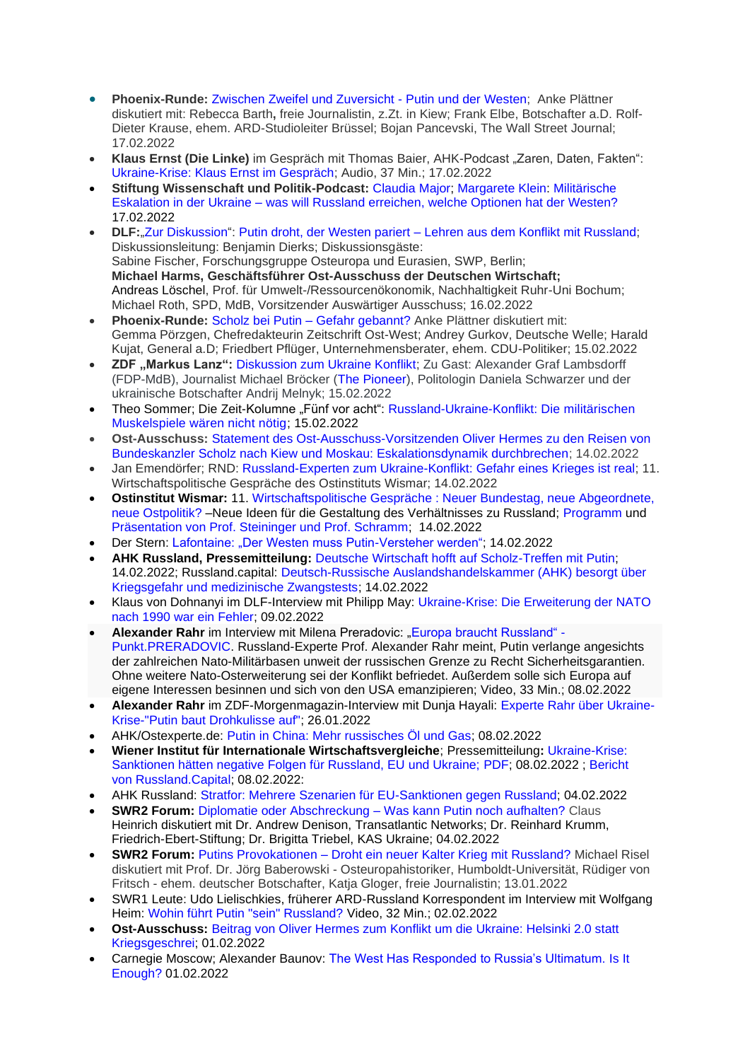- **Phoenix-Runde:** Zwischen Zweifel und Zuversicht - Putin und der Westen; Anke Plättner diskutiert mit: Rebecca Barth**,** freie Journalistin, z.Zt. in Kiew; Frank Elbe, Botschafter a.D. Rolf-Dieter Krause, ehem. ARD-Studioleiter Brüssel; Bojan Pancevski, The Wall Street Journal; 17.02.2022
- **Klaus Ernst (Die Linke)** im Gespräch mit Thomas Baier, AHK-Podcast „Zaren, Daten, Fakten": Ukraine-Krise: Klaus Ernst im Gespräch; Audio, 37 Min.; 17.02.2022
- **Stiftung Wissenschaft und Politik-Podcast:** Claudia Major; Margarete Klein: Militärische Eskalation in der Ukraine – was will Russland erreichen, welche Optionen hat der Westen? 17.02.2022
- **DLF:**„Zur Diskussion": Putin droht, der Westen pariert – Lehren aus dem Konflikt mit Russland; Diskussionsleitung: Benjamin Dierks; Diskussionsgäste: Sabine Fischer, Forschungsgruppe Osteuropa und Eurasien, SWP, Berlin; **Michael Harms, Geschäftsführer Ost-Ausschuss der Deutschen Wirtschaft;** Andreas Löschel, Prof. für Umwelt-/Ressourcenökonomik, Nachhaltigkeit Ruhr-Uni Bochum; Michael Roth, SPD, MdB, Vorsitzender Auswärtiger Ausschuss; 16.02.2022
- **Phoenix-Runde:** Scholz bei Putin – Gefahr gebannt? Anke Plättner diskutiert mit: Gemma Pörzgen, Chefredakteurin Zeitschrift Ost-West; Andrey Gurkov, Deutsche Welle; Harald Kujat, General a.D; Friedbert Pflüger, Unternehmensberater, ehem. CDU-Politiker; 15.02.2022
- **ZDF „Markus Lanz":** Diskussion zum Ukraine Konflikt; Zu Gast: Alexander Graf Lambsdorff (FDP-MdB), Journalist Michael Bröcker (The Pioneer), Politologin Daniela Schwarzer und der ukrainische Botschafter Andrij Melnyk; 15.02.2022
- Theo Sommer; Die Zeit-Kolumne „Fünf vor acht": Russland-Ukraine-Konflikt: Die militärischen Muskelspiele wären nicht nötig; 15.02.2022
- **Ost-Ausschuss:** Statement des Ost-Ausschuss-Vorsitzenden Oliver Hermes zu den Reisen von Bundeskanzler Scholz nach Kiew und Moskau: Eskalationsdynamik durchbrechen; 14.02.2022
- Jan Emendörfer; RND: Russland-Experten zum Ukraine-Konflikt: Gefahr eines Krieges ist real; 11. Wirtschaftspolitische Gespräche des Ostinstituts Wismar; 14.02.2022
- **Ostinstitut Wismar:** 11. Wirtschaftspolitische Gespräche : Neuer Bundestag, neue Abgeordnete, neue Ostpolitik? –Neue Ideen für die Gestaltung des Verhältnisses zu Russland; Programm und Präsentation von Prof. Steininger und Prof. Schramm; 14.02.2022
- Der Stern: Lafontaine: „Der Westen muss Putin-Versteher werden"; 14.02.2022
- **AHK Russland, Pressemitteilung:** Deutsche Wirtschaft hofft auf Scholz-Treffen mit Putin; 14.02.2022; Russland.capital: Deutsch-Russische Auslandshandelskammer (AHK) besorgt über Kriegsgefahr und medizinische Zwangstests; 14.02.2022
- Klaus von Dohnanyi im DLF-Interview mit Philipp May: Ukraine-Krise: Die Erweiterung der NATO nach 1990 war ein Fehler; 09.02.2022
- **Alexander Rahr** im Interview mit Milena Preradovic: „Europa braucht Russland" - Punkt.PRERADOVIC. Russland-Experte Prof. Alexander Rahr meint, Putin verlange angesichts der zahlreichen Nato-Militärbasen unweit der russischen Grenze zu Recht Sicherheitsgarantien. Ohne weitere Nato-Osterweiterung sei der Konflikt befriedet. Außerdem solle sich Europa auf eigene Interessen besinnen und sich von den USA emanzipieren; Video, 33 Min.; 08.02.2022
- **Alexander Rahr** im ZDF-Morgenmagazin-Interview mit Dunja Hayali: Experte Rahr über Ukraine-Krise-"Putin baut Drohkulisse auf"; 26.01.2022
- AHK/Ostexperte.de: Putin in China: Mehr russisches Öl und Gas; 08.02.2022
- **Wiener Institut für Internationale Wirtschaftsvergleiche**; Pressemitteilung**:** Ukraine-Krise: Sanktionen hätten negative Folgen für Russland, EU und Ukraine; PDF; 08.02.2022 ; Bericht von Russland.Capital; 08.02.2022:
- AHK Russland: Stratfor: Mehrere Szenarien für EU-Sanktionen gegen Russland; 04.02.2022
- **SWR2 Forum:** Diplomatie oder Abschreckung – Was kann Putin noch aufhalten? Claus Heinrich diskutiert mit Dr. Andrew Denison, Transatlantic Networks; Dr. Reinhard Krumm, Friedrich-Ebert-Stiftung; Dr. Brigitta Triebel, KAS Ukraine; 04.02.2022
- **SWR2 Forum:** Putins Provokationen – Droht ein neuer Kalter Krieg mit Russland? Michael Risel diskutiert mit Prof. Dr. Jörg Baberowski - Osteuropahistoriker, Humboldt-Universität, Rüdiger von Fritsch - ehem. deutscher Botschafter, Katja Gloger, freie Journalistin; 13.01.2022
- SWR1 Leute: Udo Lielischkies, früherer ARD-Russland Korrespondent im Interview mit Wolfgang Heim: Wohin führt Putin "sein" Russland? Video, 32 Min.; 02.02.2022
- **Ost-Ausschuss:** Beitrag von Oliver Hermes zum Konflikt um die Ukraine: Helsinki 2.0 statt Kriegsgeschrei; 01.02.2022
- Carnegie Moscow; Alexander Baunov: The West Has Responded to Russia's Ultimatum. Is It Enough? 01.02.2022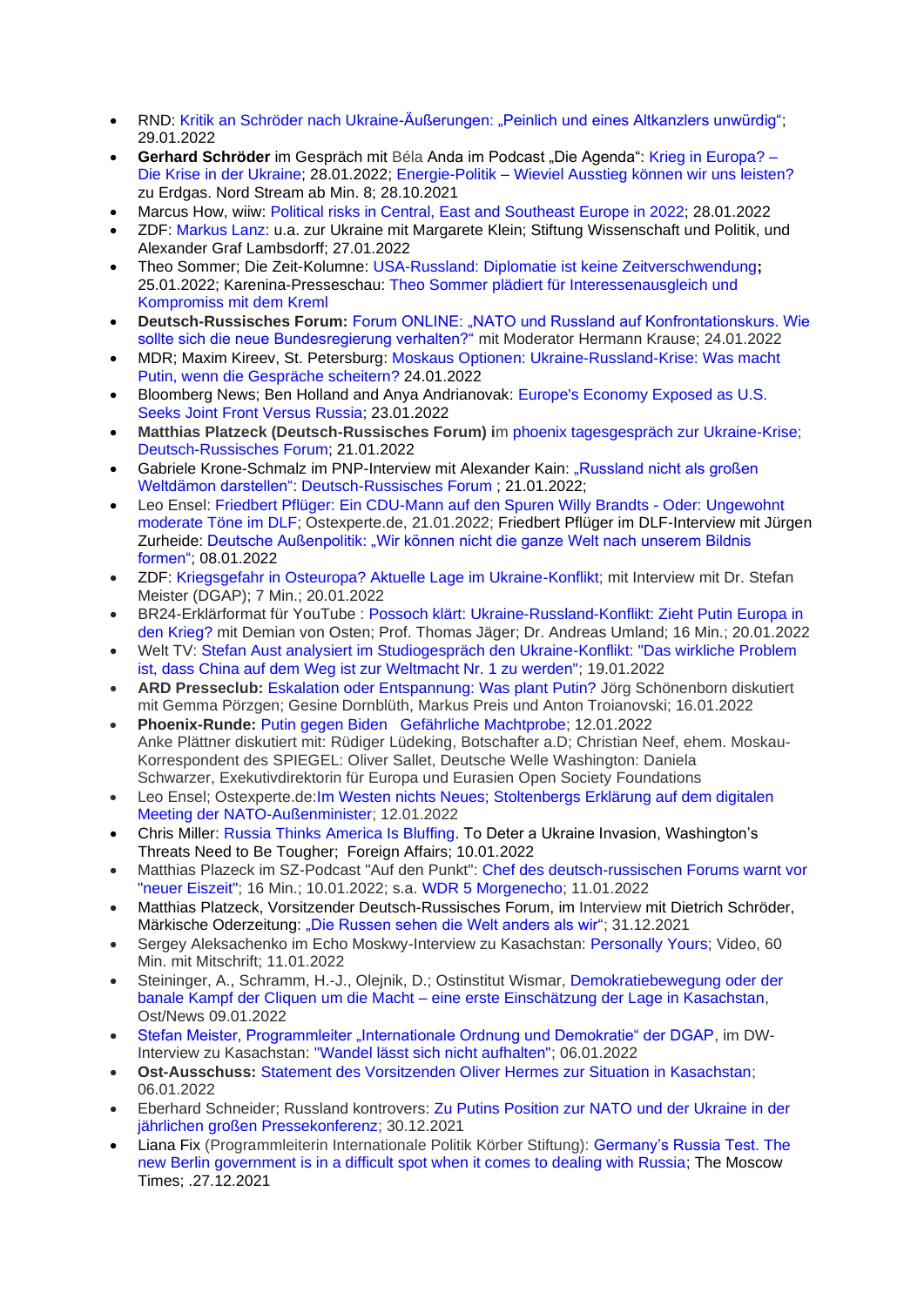- RND: Kritik an Schröder nach Ukraine-Äußerungen: „Peinlich und eines Altkanzlers unwürdig"; 29.01.2022
- **Gerhard Schröder** im Gespräch mit Béla Anda im Podcast „Die Agenda": Krieg in Europa? – Die Krise in der Ukraine; 28.01.2022; Energie-Politik – Wieviel Ausstieg können wir uns leisten? zu Erdgas. Nord Stream ab Min. 8; 28.10.2021
- Marcus How, wiiw: Political risks in Central, East and Southeast Europe in 2022; 28.01.2022
- ZDF: Markus Lanz: u.a. zur Ukraine mit Margarete Klein; Stiftung Wissenschaft und Politik, und Alexander Graf Lambsdorff; 27.01.2022
- Theo Sommer; Die Zeit-Kolumne: USA-Russland: Diplomatie ist keine Zeitverschwendung**;** 25.01.2022; Karenina-Presseschau: Theo Sommer plädiert für Interessenausgleich und Kompromiss mit dem Kreml
- **Deutsch-Russisches Forum:** Forum ONLINE: „NATO und Russland auf Konfrontationskurs. Wie sollte sich die neue Bundesregierung verhalten?" mit Moderator Hermann Krause; 24.01.2022
- MDR; Maxim Kireev, St. Petersburg: Moskaus Optionen: Ukraine-Russland-Krise: Was macht Putin, wenn die Gespräche scheitern? 24.01.2022
- Bloomberg News; Ben Holland and Anya Andrianovak: Europe's Economy Exposed as U.S. Seeks Joint Front Versus Russia; 23.01.2022
- **Matthias Platzeck (Deutsch-Russisches Forum) i**m phoenix tagesgespräch zur Ukraine-Krise; Deutsch-Russisches Forum; 21.01.2022
- Gabriele Krone-Schmalz im PNP-Interview mit Alexander Kain: „Russland nicht als großen Weltdämon darstellen": Deutsch-Russisches Forum ; 21.01.2022;
- Leo Ensel: Friedbert Pflüger: Ein CDU-Mann auf den Spuren Willy Brandts - Oder: Ungewohnt moderate Töne im DLF; Ostexperte.de, 21.01.2022; Friedbert Pflüger im DLF-Interview mit Jürgen Zurheide: Deutsche Außenpolitik: „Wir können nicht die ganze Welt nach unserem Bildnis formen"; 08.01.2022
- ZDF: Kriegsgefahr in Osteuropa? Aktuelle Lage im Ukraine-Konflikt; mit Interview mit Dr. Stefan Meister (DGAP); 7 Min.; 20.01.2022
- BR24-Erklärformat für YouTube : Possoch klärt: Ukraine-Russland-Konflikt: Zieht Putin Europa in den Krieg? mit Demian von Osten; Prof. Thomas Jäger; Dr. Andreas Umland; 16 Min.; 20.01.2022
- Welt TV: Stefan Aust analysiert im Studiogespräch den Ukraine-Konflikt: "Das wirkliche Problem ist, dass China auf dem Weg ist zur Weltmacht Nr. 1 zu werden"; 19.01.2022
- **ARD Presseclub:** Eskalation oder Entspannung: Was plant Putin? Jörg Schönenborn diskutiert mit Gemma Pörzgen; Gesine Dornblüth, Markus Preis und Anton Troianovski; 16.01.2022
- **Phoenix-Runde:** Putin gegen Biden Gefährliche Machtprobe; 12.01.2022
  Anke Plättner diskutiert mit: Rüdiger Lüdeking, Botschafter a.D; Christian Neef, ehem. Moskau-Korrespondent des SPIEGEL: Oliver Sallet, Deutsche Welle Washington: Daniela Schwarzer, Exekutivdirektorin für Europa und Eurasien Open Society Foundations
- Leo Ensel; Ostexperte.de:Im Westen nichts Neues; Stoltenbergs Erklärung auf dem digitalen Meeting der NATO-Außenminister; 12.01.2022
- Chris Miller: Russia Thinks America Is Bluffing. To Deter a Ukraine Invasion, Washington's Threats Need to Be Tougher; Foreign Affairs; 10.01.2022
- Matthias Plazeck im SZ-Podcast "Auf den Punkt": Chef des deutsch-russischen Forums warnt vor "neuer Eiszeit"; 16 Min.; 10.01.2022; s.a. WDR 5 Morgenecho; 11.01.2022
- Matthias Platzeck, Vorsitzender Deutsch-Russisches Forum, im Interview mit Dietrich Schröder, Märkische Oderzeitung: „Die Russen sehen die Welt anders als wir"; 31.12.2021
- Sergey Aleksachenko im Echo Moskwy-Interview zu Kasachstan: Personally Yours; Video, 60 Min. mit Mitschrift; 11.01.2022
- Steininger, A., Schramm, H.-J., Olejnik, D.; Ostinstitut Wismar, Demokratiebewegung oder der banale Kampf der Cliquen um die Macht – eine erste Einschätzung der Lage in Kasachstan, Ost/News 09.01.2022
- Stefan Meister, Programmleiter „Internationale Ordnung und Demokratie" der DGAP, im DW-Interview zu Kasachstan: "Wandel lässt sich nicht aufhalten"; 06.01.2022
- **Ost-Ausschuss:** Statement des Vorsitzenden Oliver Hermes zur Situation in Kasachstan; 06.01.2022
- Eberhard Schneider; Russland kontrovers: Zu Putins Position zur NATO und der Ukraine in der jährlichen großen Pressekonferenz; 30.12.2021
- Liana Fix (Programmleiterin Internationale Politik Körber Stiftung): Germany's Russia Test. The new Berlin government is in a difficult spot when it comes to dealing with Russia; The Moscow Times; .27.12.2021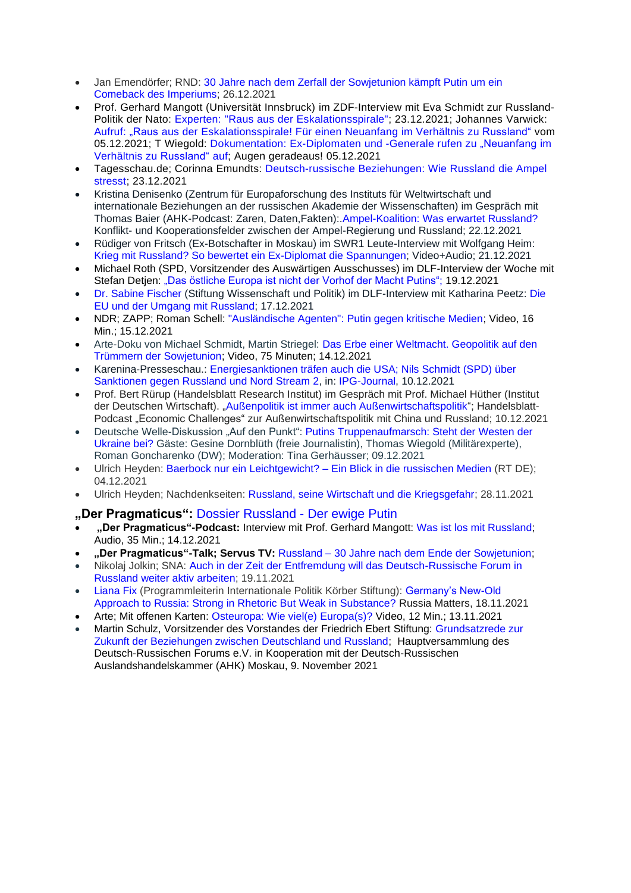- Jan Emendörfer; RND: 30 Jahre nach dem Zerfall der Sowjetunion kämpft Putin um ein Comeback des Imperiums; 26.12.2021
- Prof. Gerhard Mangott (Universität Innsbruck) im ZDF-Interview mit Eva Schmidt zur Russland-Politik der Nato: Experten: "Raus aus der Eskalationsspirale"; 23.12.2021; Johannes Varwick: Aufruf: „Raus aus der Eskalationsspirale! Für einen Neuanfang im Verhältnis zu Russland" vom 05.12.2021; T Wiegold: Dokumentation: Ex-Diplomaten und -Generale rufen zu „Neuanfang im Verhältnis zu Russland" auf; Augen geradeaus! 05.12.2021
- Tagesschau.de; Corinna Emundts: Deutsch-russische Beziehungen: Wie Russland die Ampel stresst; 23.12.2021
- Kristina Denisenko (Zentrum für Europaforschung des Instituts für Weltwirtschaft und internationale Beziehungen an der russischen Akademie der Wissenschaften) im Gespräch mit Thomas Baier (AHK-Podcast: Zaren, Daten,Fakten):.Ampel-Koalition: Was erwartet Russland? Konflikt- und Kooperationsfelder zwischen der Ampel-Regierung und Russland; 22.12.2021
- Rüdiger von Fritsch (Ex-Botschafter in Moskau) im SWR1 Leute-Interview mit Wolfgang Heim: Krieg mit Russland? So bewertet ein Ex-Diplomat die Spannungen; Video+Audio; 21.12.2021
- Michael Roth (SPD, Vorsitzender des Auswärtigen Ausschusses) im DLF-Interview der Woche mit Stefan Detjen: „Das östliche Europa ist nicht der Vorhof der Macht Putins"; 19.12.2021
- Dr. Sabine Fischer (Stiftung Wissenschaft und Politik) im DLF-Interview mit Katharina Peetz: Die EU und der Umgang mit Russland; 17.12.2021
- NDR; ZAPP; Roman Schell: "Ausländische Agenten": Putin gegen kritische Medien; Video, 16 Min.; 15.12.2021
- Arte-Doku von Michael Schmidt, Martin Striegel: Das Erbe einer Weltmacht. Geopolitik auf den Trümmern der Sowjetunion; Video, 75 Minuten; 14.12.2021
- Karenina-Presseschau.: Energiesanktionen träfen auch die USA; Nils Schmidt (SPD) über Sanktionen gegen Russland und Nord Stream 2, in: IPG-Journal, 10.12.2021
- Prof. Bert Rürup (Handelsblatt Research Institut) im Gespräch mit Prof. Michael Hüther (Institut der Deutschen Wirtschaft). „Außenpolitik ist immer auch Außenwirtschaftspolitik"; Handelsblatt-Podcast „Economic Challenges" zur Außenwirtschaftspolitik mit China und Russland; 10.12.2021
- Deutsche Welle-Diskussion „Auf den Punkt": Putins Truppenaufmarsch: Steht der Westen der Ukraine bei? Gäste: Gesine Dornblüth (freie Journalistin), Thomas Wiegold (Militärexperte), Roman Goncharenko (DW); Moderation: Tina Gerhäusser; 09.12.2021
- Ulrich Heyden: Baerbock nur ein Leichtgewicht? – Ein Blick in die russischen Medien (RT DE); 04.12.2021
- Ulrich Heyden; Nachdenkseiten: Russland, seine Wirtschaft und die Kriegsgefahr; 28.11.2021

### „Der Pragmaticus": Dossier Russland - Der ewige Putin

- **„Der Pragmaticus"-Podcast:** Interview mit Prof. Gerhard Mangott: Was ist los mit Russland; Audio, 35 Min.; 14.12.2021
- **„Der Pragmaticus"-Talk; Servus TV:** Russland – 30 Jahre nach dem Ende der Sowjetunion;
- Nikolaj Jolkin; SNA: Auch in der Zeit der Entfremdung will das Deutsch-Russische Forum in Russland weiter aktiv arbeiten; 19.11.2021
- Liana Fix (Programmleiterin Internationale Politik Körber Stiftung): Germany's New-Old Approach to Russia: Strong in Rhetoric But Weak in Substance? Russia Matters, 18.11.2021
- Arte; Mit offenen Karten: Osteuropa: Wie viel(e) Europa(s)? Video, 12 Min.; 13.11.2021
- Martin Schulz, Vorsitzender des Vorstandes der Friedrich Ebert Stiftung: Grundsatzrede zur Zukunft der Beziehungen zwischen Deutschland und Russland; Hauptversammlung des Deutsch-Russischen Forums e.V. in Kooperation mit der Deutsch-Russischen Auslandshandelskammer (AHK) Moskau, 9. November 2021